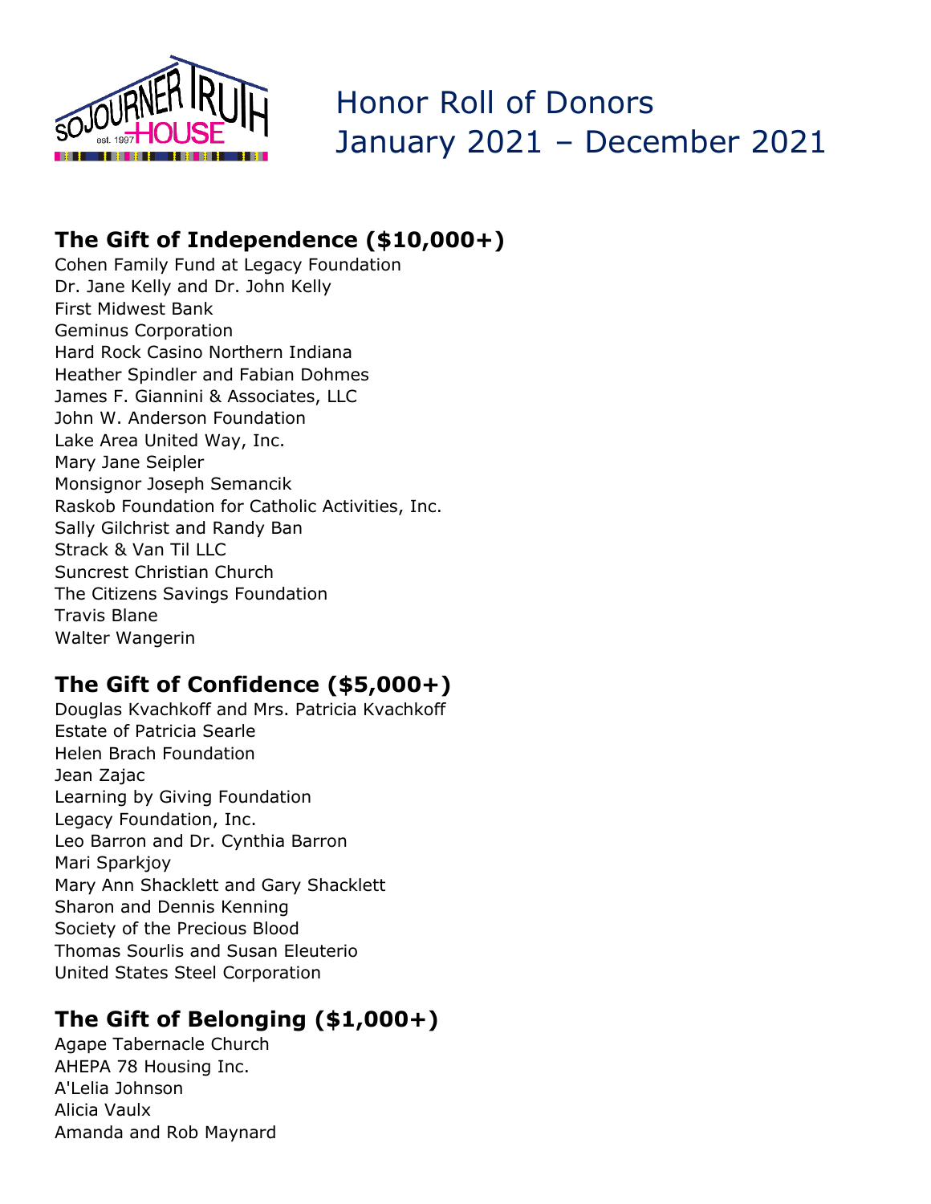# Honor Roll of Donors
# January 2021 – December 2021

## The Gift of Independence ($10,000+)

Cohen Family Fund at Legacy Foundation
Dr. Jane Kelly and Dr. John Kelly
First Midwest Bank
Geminus Corporation
Hard Rock Casino Northern Indiana
Heather Spindler and Fabian Dohmes
James F. Giannini & Associates, LLC
John W. Anderson Foundation
Lake Area United Way, Inc.
Mary Jane Seipler
Monsignor Joseph Semancik
Raskob Foundation for Catholic Activities, Inc.
Sally Gilchrist and Randy Ban
Strack & Van Til LLC
Suncrest Christian Church
The Citizens Savings Foundation
Travis Blane
Walter Wangerin

## The Gift of Confidence ($5,000+)

Douglas Kvachkoff and Mrs. Patricia Kvachkoff
Estate of Patricia Searle
Helen Brach Foundation
Jean Zajac
Learning by Giving Foundation
Legacy Foundation, Inc.
Leo Barron and Dr. Cynthia Barron
Mari Sparkjoy
Mary Ann Shacklett and Gary Shacklett
Sharon and Dennis Kenning
Society of the Precious Blood
Thomas Sourlis and Susan Eleuterio
United States Steel Corporation

## The Gift of Belonging ($1,000+)

Agape Tabernacle Church
AHEPA 78 Housing Inc.
A'Lelia Johnson
Alicia Vaulx
Amanda and Rob Maynard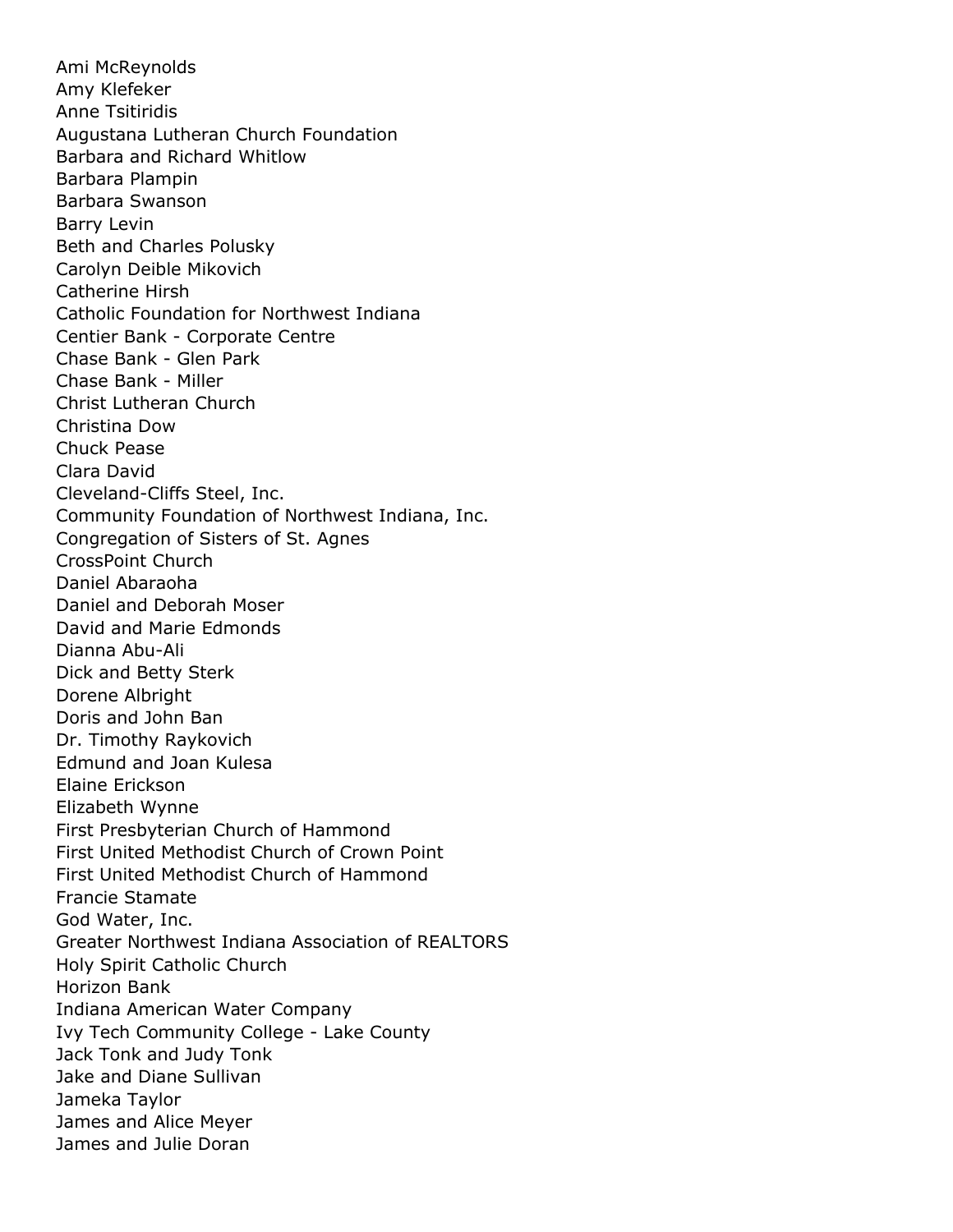Ami McReynolds
Amy Klefeker
Anne Tsitiridis
Augustana Lutheran Church Foundation
Barbara and Richard Whitlow
Barbara Plampin
Barbara Swanson
Barry Levin
Beth and Charles Polusky
Carolyn Deible Mikovich
Catherine Hirsh
Catholic Foundation for Northwest Indiana
Centier Bank - Corporate Centre
Chase Bank - Glen Park
Chase Bank - Miller
Christ Lutheran Church
Christina Dow
Chuck Pease
Clara David
Cleveland-Cliffs Steel, Inc.
Community Foundation of Northwest Indiana, Inc.
Congregation of Sisters of St. Agnes
CrossPoint Church
Daniel Abaraoha
Daniel and Deborah Moser
David and Marie Edmonds
Dianna Abu-Ali
Dick and Betty Sterk
Dorene Albright
Doris and John Ban
Dr. Timothy Raykovich
Edmund and Joan Kulesa
Elaine Erickson
Elizabeth Wynne
First Presbyterian Church of Hammond
First United Methodist Church of Crown Point
First United Methodist Church of Hammond
Francie Stamate
God Water, Inc.
Greater Northwest Indiana Association of REALTORS
Holy Spirit Catholic Church
Horizon Bank
Indiana American Water Company
Ivy Tech Community College - Lake County
Jack Tonk and Judy Tonk
Jake and Diane Sullivan
Jameka Taylor
James and Alice Meyer
James and Julie Doran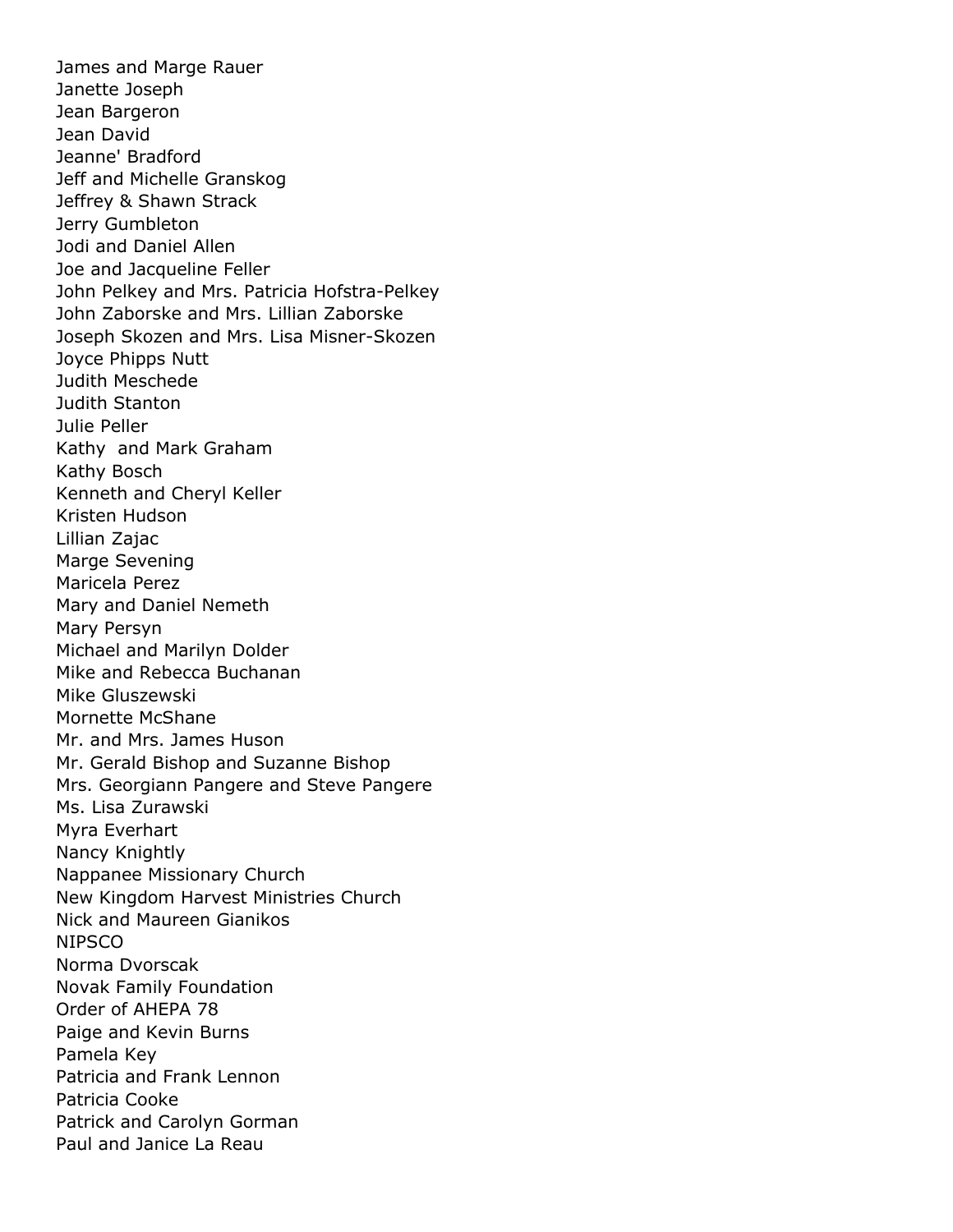James and Marge Rauer
Janette Joseph
Jean Bargeron
Jean David
Jeanne' Bradford
Jeff and Michelle Granskog
Jeffrey & Shawn Strack
Jerry Gumbleton
Jodi and Daniel Allen
Joe and Jacqueline Feller
John Pelkey and Mrs. Patricia Hofstra-Pelkey
John Zaborske and Mrs. Lillian Zaborske
Joseph Skozen and Mrs. Lisa Misner-Skozen
Joyce Phipps Nutt
Judith Meschede
Judith Stanton
Julie Peller
Kathy and Mark Graham
Kathy Bosch
Kenneth and Cheryl Keller
Kristen Hudson
Lillian Zajac
Marge Sevening
Maricela Perez
Mary and Daniel Nemeth
Mary Persyn
Michael and Marilyn Dolder
Mike and Rebecca Buchanan
Mike Gluszewski
Mornette McShane
Mr. and Mrs. James Huson
Mr. Gerald Bishop and Suzanne Bishop
Mrs. Georgiann Pangere and Steve Pangere
Ms. Lisa Zurawski
Myra Everhart
Nancy Knightly
Nappanee Missionary Church
New Kingdom Harvest Ministries Church
Nick and Maureen Gianikos
NIPSCO
Norma Dvorscak
Novak Family Foundation
Order of AHEPA 78
Paige and Kevin Burns
Pamela Key
Patricia and Frank Lennon
Patricia Cooke
Patrick and Carolyn Gorman
Paul and Janice La Reau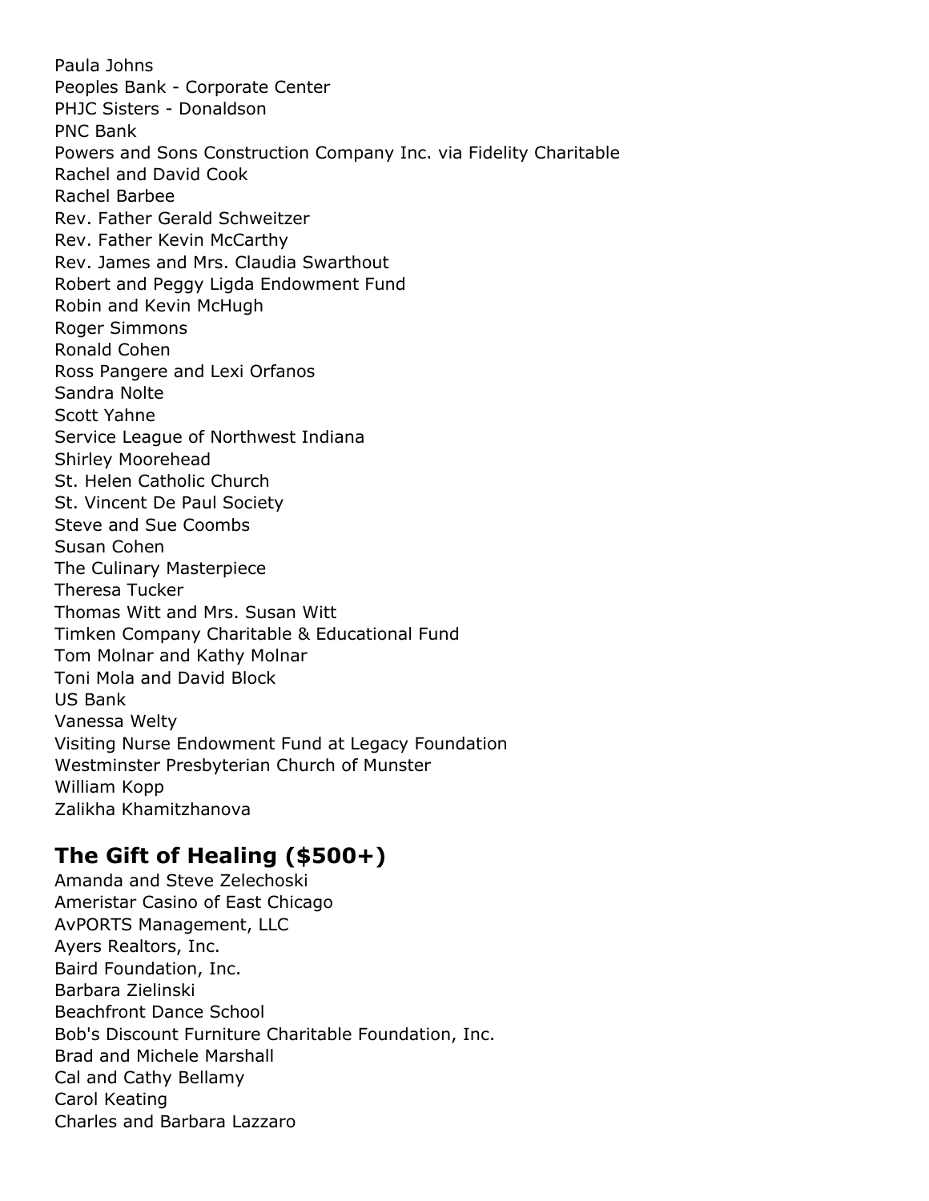Paula Johns
Peoples Bank - Corporate Center
PHJC Sisters - Donaldson
PNC Bank
Powers and Sons Construction Company Inc. via Fidelity Charitable
Rachel and David Cook
Rachel Barbee
Rev. Father Gerald Schweitzer
Rev. Father Kevin McCarthy
Rev. James and Mrs. Claudia Swarthout
Robert and Peggy Ligda Endowment Fund
Robin and Kevin McHugh
Roger Simmons
Ronald Cohen
Ross Pangere and Lexi Orfanos
Sandra Nolte
Scott Yahne
Service League of Northwest Indiana
Shirley Moorehead
St. Helen Catholic Church
St. Vincent De Paul Society
Steve and Sue Coombs
Susan Cohen
The Culinary Masterpiece
Theresa Tucker
Thomas Witt and Mrs. Susan Witt
Timken Company Charitable & Educational Fund
Tom Molnar and Kathy Molnar
Toni Mola and David Block
US Bank
Vanessa Welty
Visiting Nurse Endowment Fund at Legacy Foundation
Westminster Presbyterian Church of Munster
William Kopp
Zalikha Khamitzhanova

## The Gift of Healing ($500+)

Amanda and Steve Zelechoski
Ameristar Casino of East Chicago
AvPORTS Management, LLC
Ayers Realtors, Inc.
Baird Foundation, Inc.
Barbara Zielinski
Beachfront Dance School
Bob's Discount Furniture Charitable Foundation, Inc.
Brad and Michele Marshall
Cal and Cathy Bellamy
Carol Keating
Charles and Barbara Lazzaro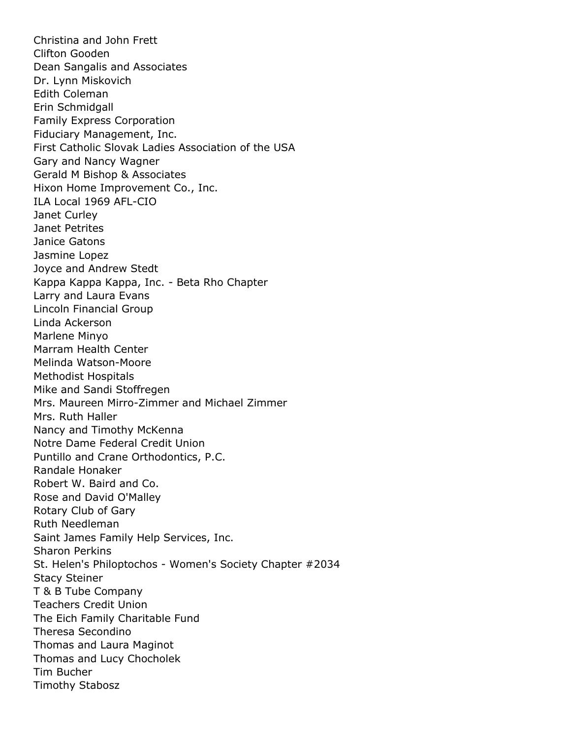Christina and John Frett
Clifton Gooden
Dean Sangalis and Associates
Dr. Lynn Miskovich
Edith Coleman
Erin Schmidgall
Family Express Corporation
Fiduciary Management, Inc.
First Catholic Slovak Ladies Association of the USA
Gary and Nancy Wagner
Gerald M Bishop & Associates
Hixon Home Improvement Co., Inc.
ILA Local 1969 AFL-CIO
Janet Curley
Janet Petrites
Janice Gatons
Jasmine Lopez
Joyce and Andrew Stedt
Kappa Kappa Kappa, Inc. - Beta Rho Chapter
Larry and Laura Evans
Lincoln Financial Group
Linda Ackerson
Marlene Minyo
Marram Health Center
Melinda Watson-Moore
Methodist Hospitals
Mike and Sandi Stoffregen
Mrs. Maureen Mirro-Zimmer and Michael Zimmer
Mrs. Ruth Haller
Nancy and Timothy McKenna
Notre Dame Federal Credit Union
Puntillo and Crane Orthodontics, P.C.
Randale Honaker
Robert W. Baird and Co.
Rose and David O'Malley
Rotary Club of Gary
Ruth Needleman
Saint James Family Help Services, Inc.
Sharon Perkins
St. Helen's Philoptochos - Women's Society Chapter #2034
Stacy Steiner
T & B Tube Company
Teachers Credit Union
The Eich Family Charitable Fund
Theresa Secondino
Thomas and Laura Maginot
Thomas and Lucy Chocholek
Tim Bucher
Timothy Stabosz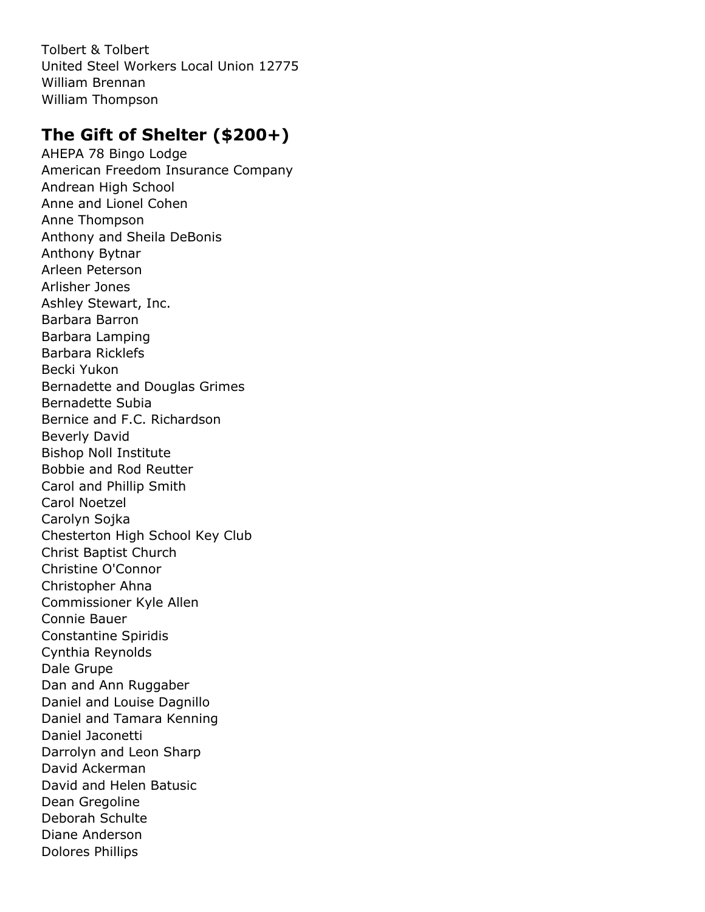Tolbert & Tolbert
United Steel Workers Local Union 12775
William Brennan
William Thompson

## The Gift of Shelter ($200+)

AHEPA 78 Bingo Lodge
American Freedom Insurance Company
Andrean High School
Anne and Lionel Cohen
Anne Thompson
Anthony and Sheila DeBonis
Anthony Bytnar
Arleen Peterson
Arlisher Jones
Ashley Stewart, Inc.
Barbara Barron
Barbara Lamping
Barbara Ricklefs
Becki Yukon
Bernadette and Douglas Grimes
Bernadette Subia
Bernice and F.C. Richardson
Beverly David
Bishop Noll Institute
Bobbie and Rod Reutter
Carol and Phillip Smith
Carol Noetzel
Carolyn Sojka
Chesterton High School Key Club
Christ Baptist Church
Christine O'Connor
Christopher Ahna
Commissioner Kyle Allen
Connie Bauer
Constantine Spiridis
Cynthia Reynolds
Dale Grupe
Dan and Ann Ruggaber
Daniel and Louise Dagnillo
Daniel and Tamara Kenning
Daniel Jaconetti
Darrolyn and Leon Sharp
David Ackerman
David and Helen Batusic
Dean Gregoline
Deborah Schulte
Diane Anderson
Dolores Phillips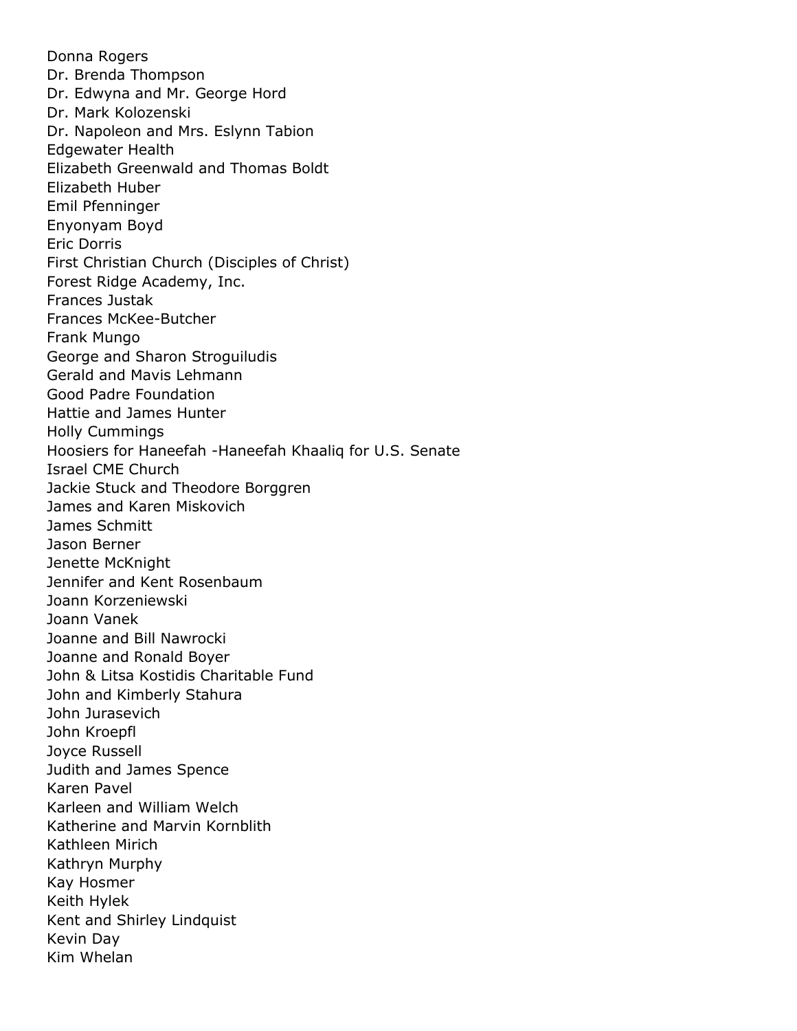Donna Rogers
Dr. Brenda Thompson
Dr. Edwyna and Mr. George Hord
Dr. Mark Kolozenski
Dr. Napoleon and Mrs. Eslynn Tabion
Edgewater Health
Elizabeth Greenwald and Thomas Boldt
Elizabeth Huber
Emil Pfenninger
Enyonyam Boyd
Eric Dorris
First Christian Church (Disciples of Christ)
Forest Ridge Academy, Inc.
Frances Justak
Frances McKee-Butcher
Frank Mungo
George and Sharon Stroguiludis
Gerald and Mavis Lehmann
Good Padre Foundation
Hattie and James Hunter
Holly Cummings
Hoosiers for Haneefah -Haneefah Khaaliq for U.S. Senate
Israel CME Church
Jackie Stuck and Theodore Borggren
James and Karen Miskovich
James Schmitt
Jason Berner
Jenette McKnight
Jennifer and Kent Rosenbaum
Joann Korzeniewski
Joann Vanek
Joanne and Bill Nawrocki
Joanne and Ronald Boyer
John & Litsa Kostidis Charitable Fund
John and Kimberly Stahura
John Jurasevich
John Kroepfl
Joyce Russell
Judith and James Spence
Karen Pavel
Karleen and William Welch
Katherine and Marvin Kornblith
Kathleen Mirich
Kathryn Murphy
Kay Hosmer
Keith Hylek
Kent and Shirley Lindquist
Kevin Day
Kim Whelan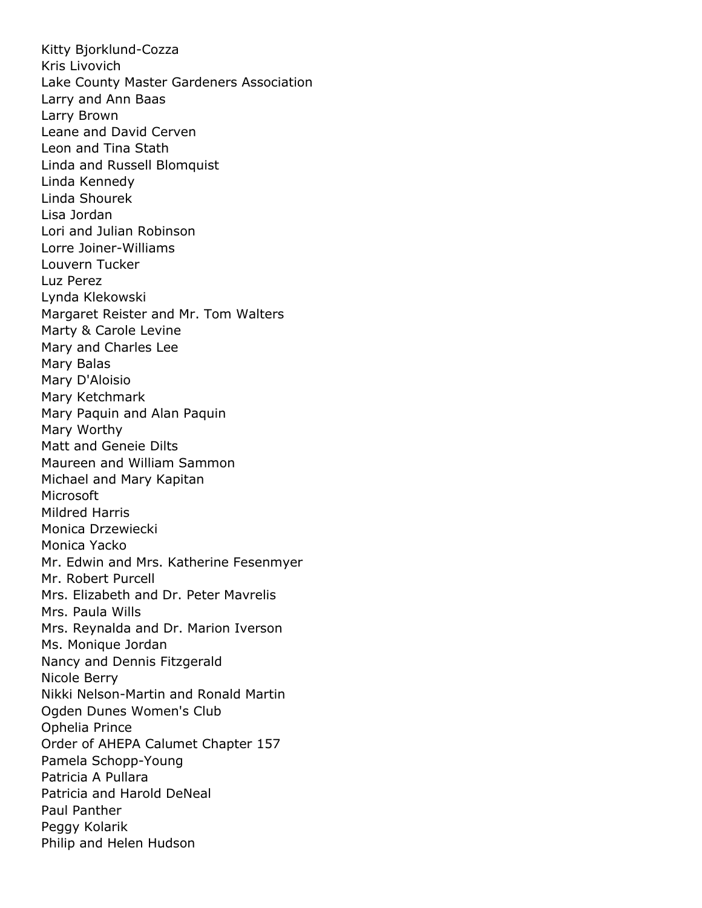Kitty Bjorklund-Cozza
Kris Livovich
Lake County Master Gardeners Association
Larry and Ann Baas
Larry Brown
Leane and David Cerven
Leon and Tina Stath
Linda and Russell Blomquist
Linda Kennedy
Linda Shourek
Lisa Jordan
Lori and Julian Robinson
Lorre Joiner-Williams
Louvern Tucker
Luz Perez
Lynda Klekowski
Margaret Reister and Mr. Tom Walters
Marty & Carole Levine
Mary and Charles Lee
Mary Balas
Mary D'Aloisio
Mary Ketchmark
Mary Paquin and Alan Paquin
Mary Worthy
Matt and Geneie Dilts
Maureen and William Sammon
Michael and Mary Kapitan
Microsoft
Mildred Harris
Monica Drzewiecki
Monica Yacko
Mr. Edwin and Mrs. Katherine Fesenmyer
Mr. Robert Purcell
Mrs. Elizabeth and Dr. Peter Mavrelis
Mrs. Paula Wills
Mrs. Reynalda and Dr. Marion Iverson
Ms. Monique Jordan
Nancy and Dennis Fitzgerald
Nicole Berry
Nikki Nelson-Martin and Ronald Martin
Ogden Dunes Women's Club
Ophelia Prince
Order of AHEPA Calumet Chapter 157
Pamela Schopp-Young
Patricia A Pullara
Patricia and Harold DeNeal
Paul Panther
Peggy Kolarik
Philip and Helen Hudson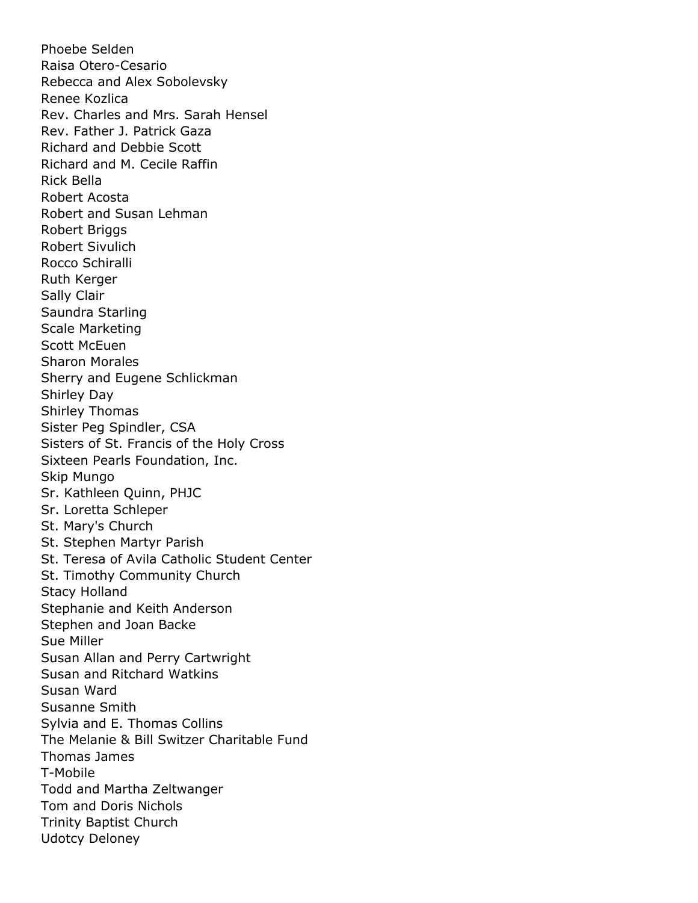Phoebe Selden
Raisa Otero-Cesario
Rebecca and Alex Sobolevsky
Renee Kozlica
Rev. Charles and Mrs. Sarah Hensel
Rev. Father J. Patrick Gaza
Richard and Debbie Scott
Richard and M. Cecile Raffin
Rick Bella
Robert Acosta
Robert and Susan Lehman
Robert Briggs
Robert Sivulich
Rocco Schiralli
Ruth Kerger
Sally Clair
Saundra Starling
Scale Marketing
Scott McEuen
Sharon Morales
Sherry and Eugene Schlickman
Shirley Day
Shirley Thomas
Sister Peg Spindler, CSA
Sisters of St. Francis of the Holy Cross
Sixteen Pearls Foundation, Inc.
Skip Mungo
Sr. Kathleen Quinn, PHJC
Sr. Loretta Schleper
St. Mary's Church
St. Stephen Martyr Parish
St. Teresa of Avila Catholic Student Center
St. Timothy Community Church
Stacy Holland
Stephanie and Keith Anderson
Stephen and Joan Backe
Sue Miller
Susan Allan and Perry Cartwright
Susan and Ritchard Watkins
Susan Ward
Susanne Smith
Sylvia and E. Thomas Collins
The Melanie & Bill Switzer Charitable Fund
Thomas James
T-Mobile
Todd and Martha Zeltwanger
Tom and Doris Nichols
Trinity Baptist Church
Udotcy Deloney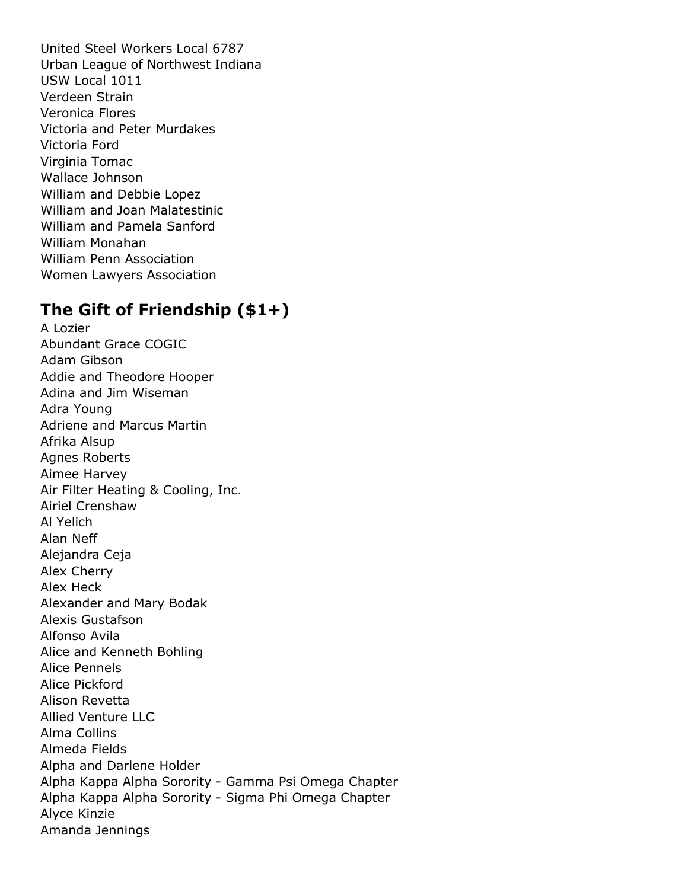United Steel Workers Local 6787
Urban League of Northwest Indiana
USW Local 1011
Verdeen Strain
Veronica Flores
Victoria and Peter Murdakes
Victoria Ford
Virginia Tomac
Wallace Johnson
William and Debbie Lopez
William and Joan Malatestinic
William and Pamela Sanford
William Monahan
William Penn Association
Women Lawyers Association

## The Gift of Friendship ($1+)

A Lozier
Abundant Grace COGIC
Adam Gibson
Addie and Theodore Hooper
Adina and Jim Wiseman
Adra Young
Adriene and Marcus Martin
Afrika Alsup
Agnes Roberts
Aimee Harvey
Air Filter Heating & Cooling, Inc.
Airiel Crenshaw
Al Yelich
Alan Neff
Alejandra Ceja
Alex Cherry
Alex Heck
Alexander and Mary Bodak
Alexis Gustafson
Alfonso Avila
Alice and Kenneth Bohling
Alice Pennels
Alice Pickford
Alison Revetta
Allied Venture LLC
Alma Collins
Almeda Fields
Alpha and Darlene Holder
Alpha Kappa Alpha Sorority - Gamma Psi Omega Chapter
Alpha Kappa Alpha Sorority - Sigma Phi Omega Chapter
Alyce Kinzie
Amanda Jennings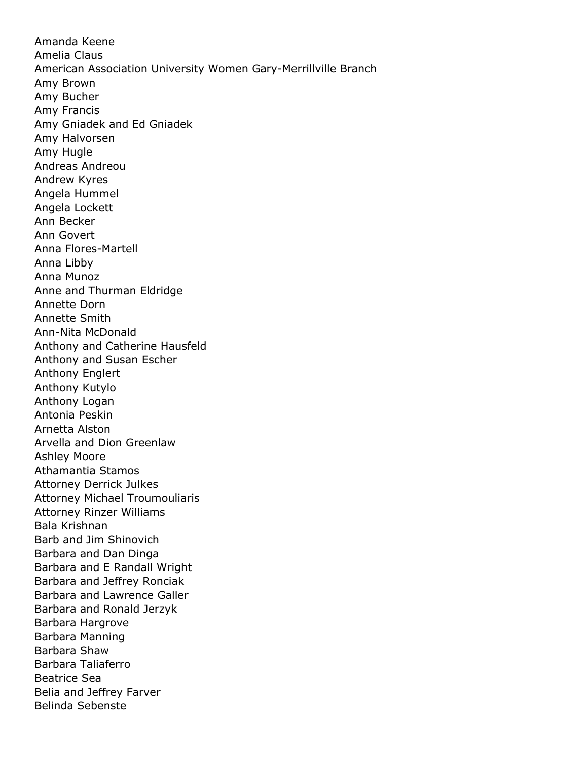Amanda Keene
Amelia Claus
American Association University Women Gary-Merrillville Branch
Amy Brown
Amy Bucher
Amy Francis
Amy Gniadek and Ed Gniadek
Amy Halvorsen
Amy Hugle
Andreas Andreou
Andrew Kyres
Angela Hummel
Angela Lockett
Ann Becker
Ann Govert
Anna Flores-Martell
Anna Libby
Anna Munoz
Anne and Thurman Eldridge
Annette Dorn
Annette Smith
Ann-Nita McDonald
Anthony and Catherine Hausfeld
Anthony and Susan Escher
Anthony Englert
Anthony Kutylo
Anthony Logan
Antonia Peskin
Arnetta Alston
Arvella and Dion Greenlaw
Ashley Moore
Athamantia Stamos
Attorney Derrick Julkes
Attorney Michael Troumouliaris
Attorney Rinzer Williams
Bala Krishnan
Barb and Jim Shinovich
Barbara and Dan Dinga
Barbara and E Randall Wright
Barbara and Jeffrey Ronciak
Barbara and Lawrence Galler
Barbara and Ronald Jerzyk
Barbara Hargrove
Barbara Manning
Barbara Shaw
Barbara Taliaferro
Beatrice Sea
Belia and Jeffrey Farver
Belinda Sebenste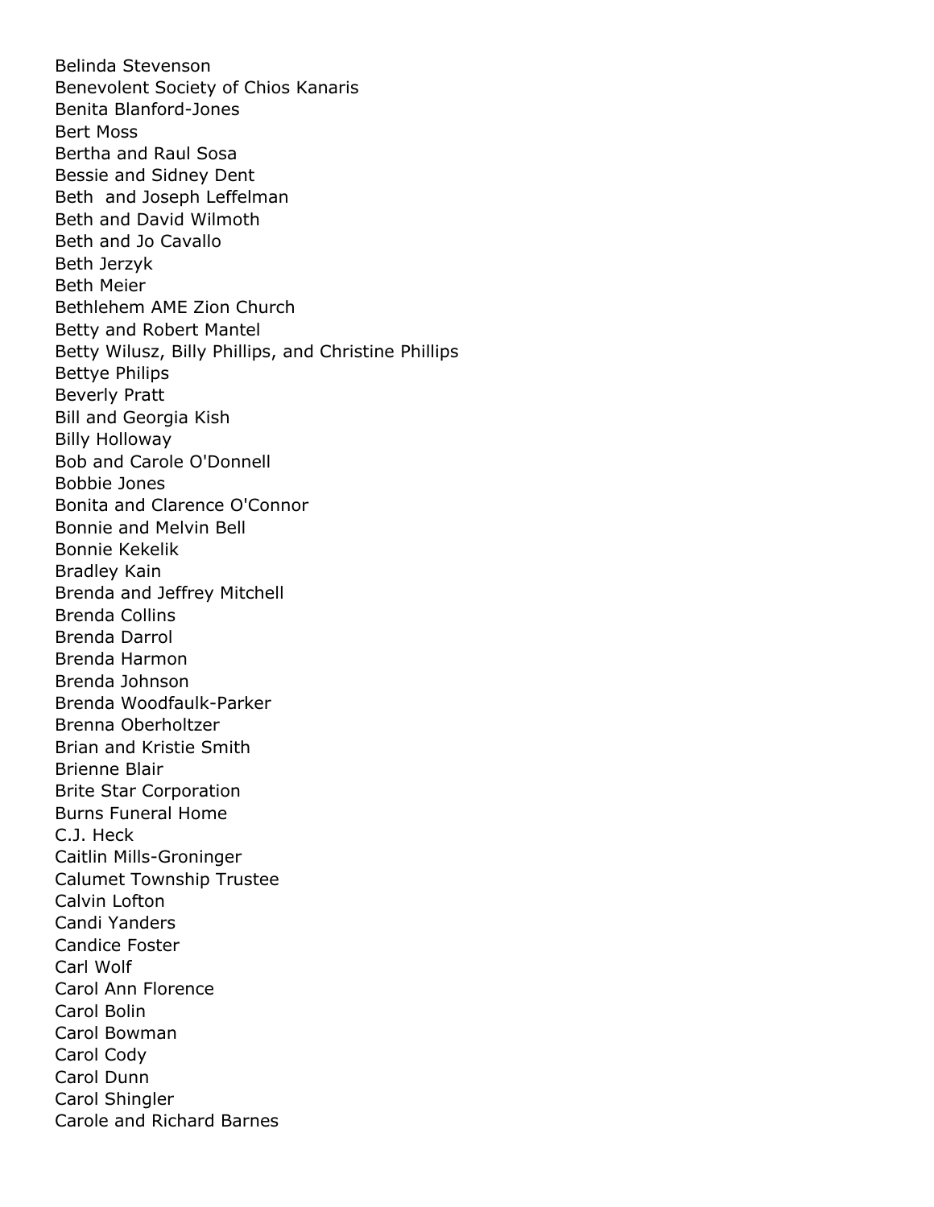Belinda Stevenson
Benevolent Society of Chios Kanaris
Benita Blanford-Jones
Bert Moss
Bertha and Raul Sosa
Bessie and Sidney Dent
Beth  and Joseph Leffelman
Beth and David Wilmoth
Beth and Jo Cavallo
Beth Jerzyk
Beth Meier
Bethlehem AME Zion Church
Betty and Robert Mantel
Betty Wilusz, Billy Phillips, and Christine Phillips
Bettye Philips
Beverly Pratt
Bill and Georgia Kish
Billy Holloway
Bob and Carole O'Donnell
Bobbie Jones
Bonita and Clarence O'Connor
Bonnie and Melvin Bell
Bonnie Kekelik
Bradley Kain
Brenda and Jeffrey Mitchell
Brenda Collins
Brenda Darrol
Brenda Harmon
Brenda Johnson
Brenda Woodfaulk-Parker
Brenna Oberholtzer
Brian and Kristie Smith
Brienne Blair
Brite Star Corporation
Burns Funeral Home
C.J. Heck
Caitlin Mills-Groninger
Calumet Township Trustee
Calvin Lofton
Candi Yanders
Candice Foster
Carl Wolf
Carol Ann Florence
Carol Bolin
Carol Bowman
Carol Cody
Carol Dunn
Carol Shingler
Carole and Richard Barnes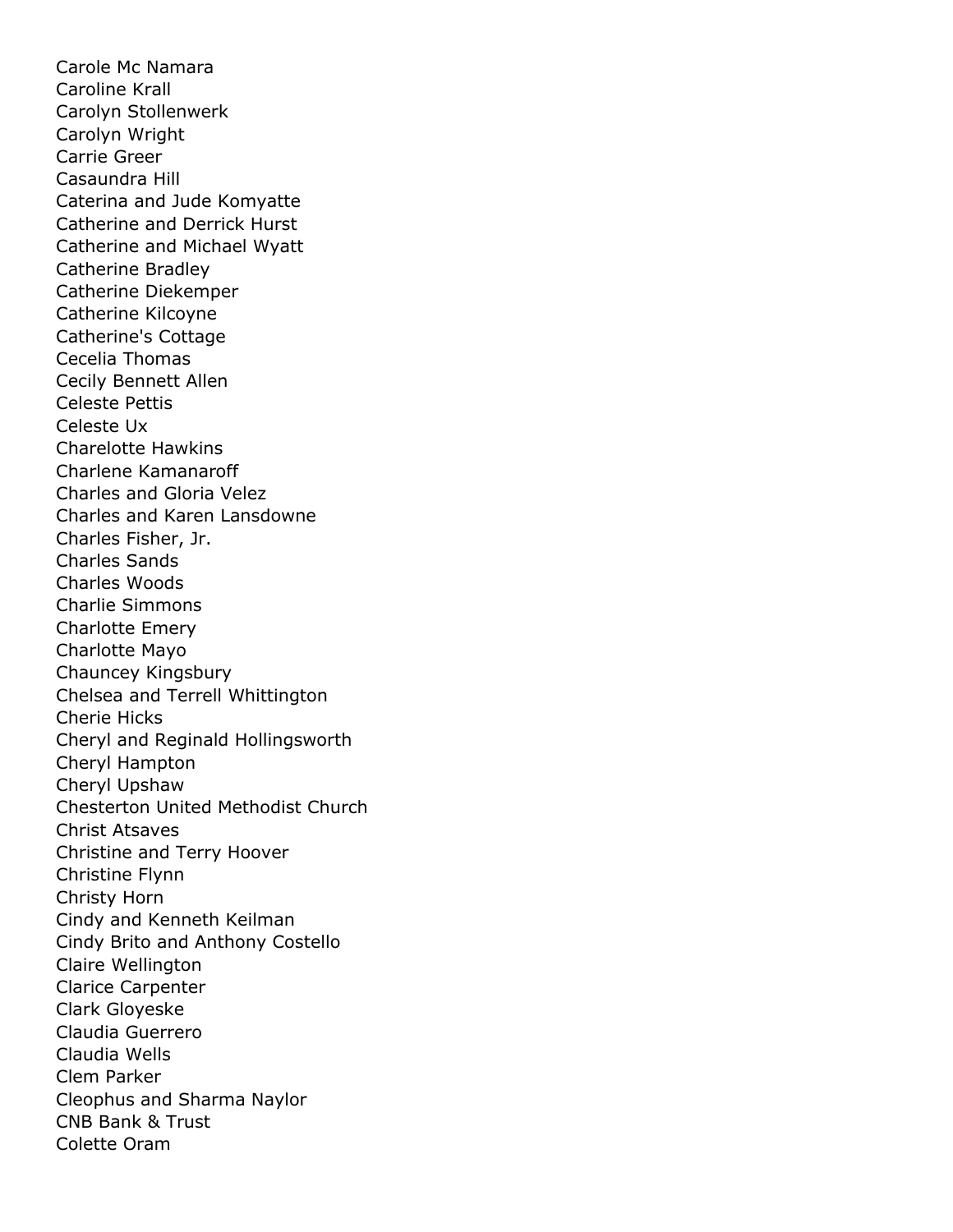Carole Mc Namara
Caroline Krall
Carolyn Stollenwerk
Carolyn Wright
Carrie Greer
Casaundra Hill
Caterina and Jude Komyatte
Catherine and Derrick Hurst
Catherine and Michael Wyatt
Catherine Bradley
Catherine Diekemper
Catherine Kilcoyne
Catherine's Cottage
Cecelia Thomas
Cecily Bennett Allen
Celeste Pettis
Celeste Ux
Charelotte Hawkins
Charlene Kamanaroff
Charles and Gloria Velez
Charles and Karen Lansdowne
Charles Fisher, Jr.
Charles Sands
Charles Woods
Charlie Simmons
Charlotte Emery
Charlotte Mayo
Chauncey Kingsbury
Chelsea and Terrell Whittington
Cherie Hicks
Cheryl and Reginald Hollingsworth
Cheryl Hampton
Cheryl Upshaw
Chesterton United Methodist Church
Christ Atsaves
Christine and Terry Hoover
Christine Flynn
Christy Horn
Cindy and Kenneth Keilman
Cindy Brito and Anthony Costello
Claire Wellington
Clarice Carpenter
Clark Gloyeske
Claudia Guerrero
Claudia Wells
Clem Parker
Cleophus and Sharma Naylor
CNB Bank & Trust
Colette Oram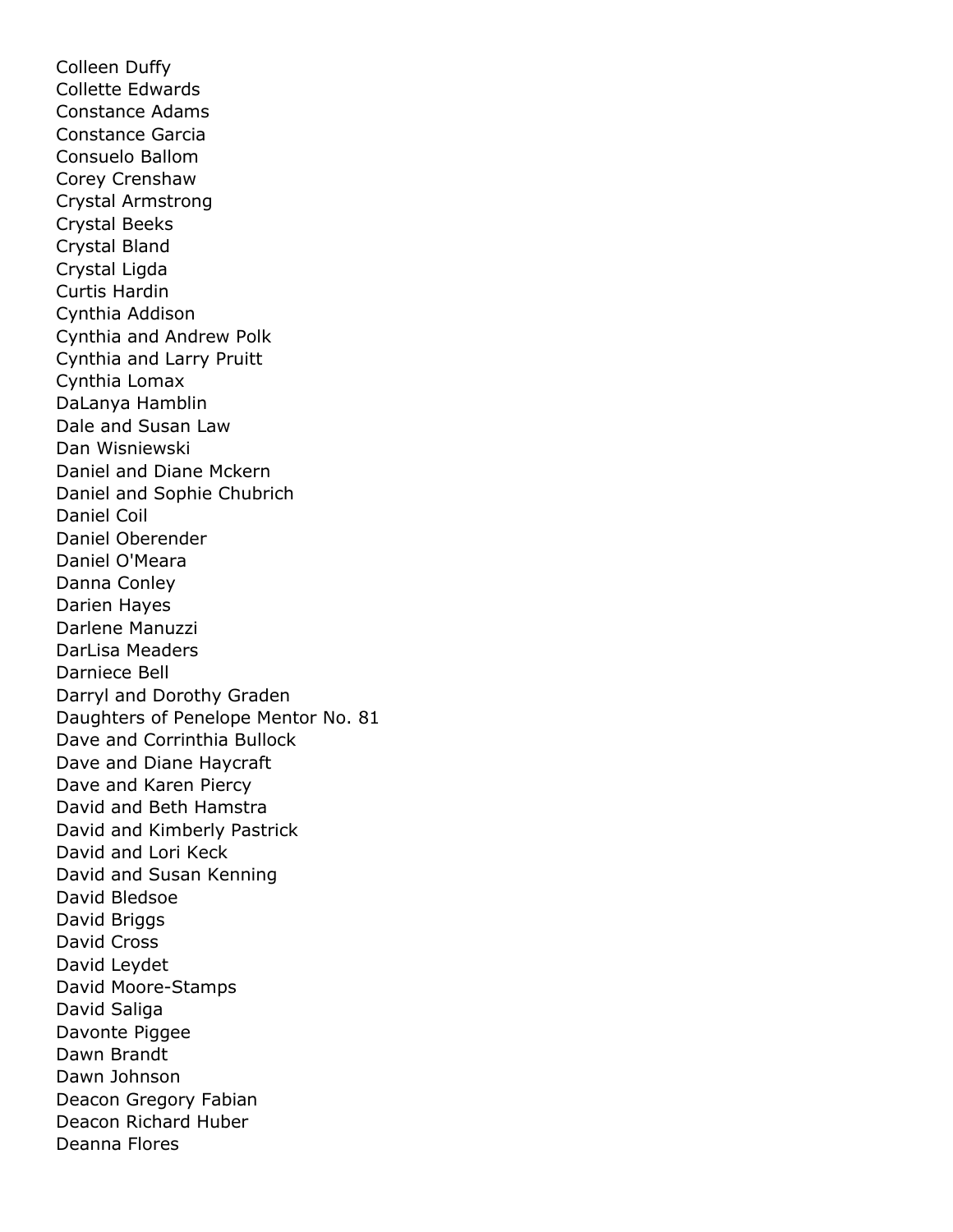Colleen Duffy
Collette Edwards
Constance Adams
Constance Garcia
Consuelo Ballom
Corey Crenshaw
Crystal Armstrong
Crystal Beeks
Crystal Bland
Crystal Ligda
Curtis Hardin
Cynthia Addison
Cynthia and Andrew Polk
Cynthia and Larry Pruitt
Cynthia Lomax
DaLanya Hamblin
Dale and Susan Law
Dan Wisniewski
Daniel and Diane Mckern
Daniel and Sophie Chubrich
Daniel Coil
Daniel Oberender
Daniel O'Meara
Danna Conley
Darien Hayes
Darlene Manuzzi
DarLisa Meaders
Darniece Bell
Darryl and Dorothy Graden
Daughters of Penelope Mentor No. 81
Dave and Corrinthia Bullock
Dave and Diane Haycraft
Dave and Karen Piercy
David and Beth Hamstra
David and Kimberly Pastrick
David and Lori Keck
David and Susan Kenning
David Bledsoe
David Briggs
David Cross
David Leydet
David Moore-Stamps
David Saliga
Davonte Piggee
Dawn Brandt
Dawn Johnson
Deacon Gregory Fabian
Deacon Richard Huber
Deanna Flores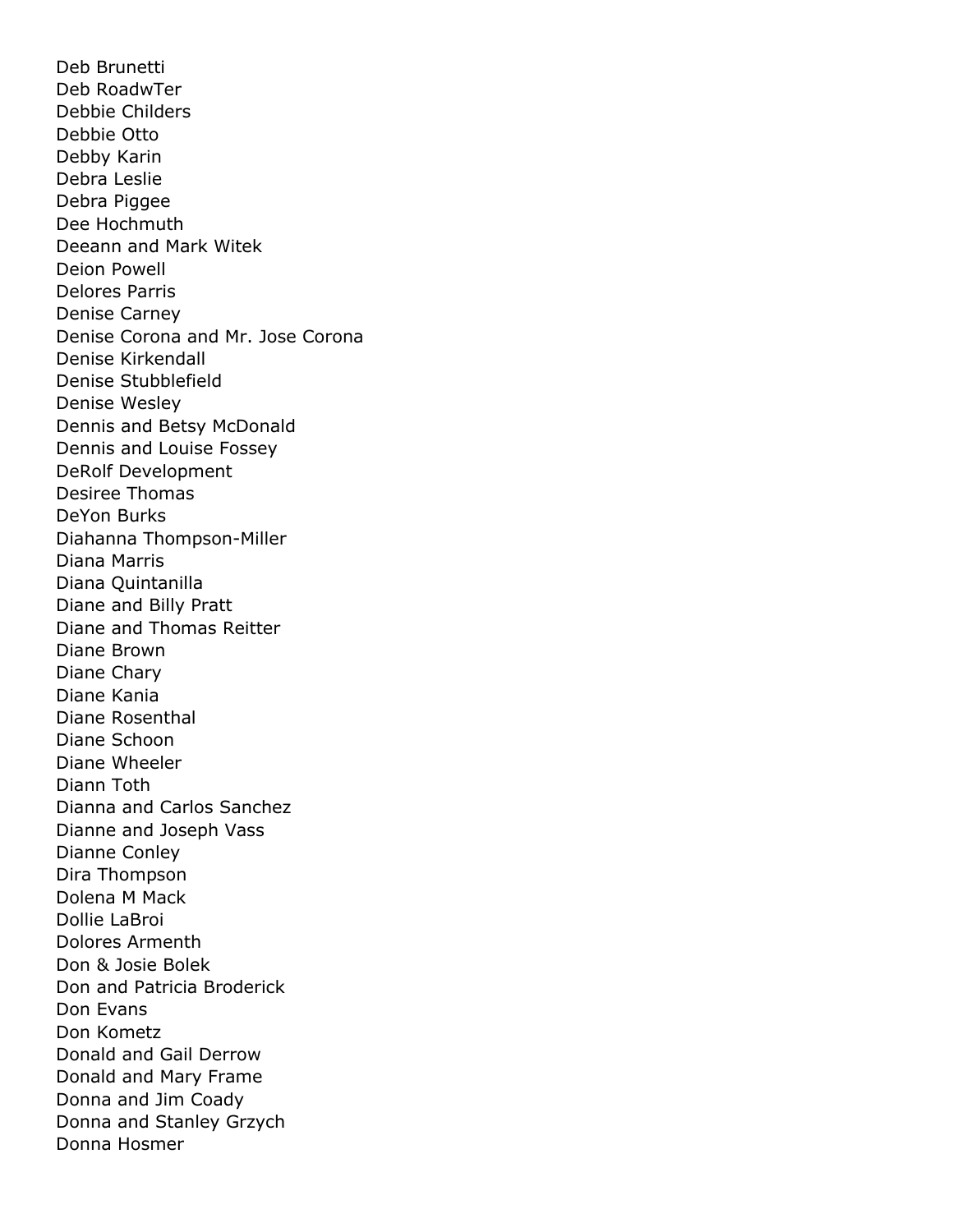Deb Brunetti
Deb RoadwTer
Debbie Childers
Debbie Otto
Debby Karin
Debra Leslie
Debra Piggee
Dee Hochmuth
Deeann and Mark Witek
Deion Powell
Delores Parris
Denise Carney
Denise Corona and Mr. Jose Corona
Denise Kirkendall
Denise Stubblefield
Denise Wesley
Dennis and Betsy McDonald
Dennis and Louise Fossey
DeRolf Development
Desiree Thomas
DeYon Burks
Diahanna Thompson-Miller
Diana Marris
Diana Quintanilla
Diane and Billy Pratt
Diane and Thomas Reitter
Diane Brown
Diane Chary
Diane Kania
Diane Rosenthal
Diane Schoon
Diane Wheeler
Diann Toth
Dianna and Carlos Sanchez
Dianne and Joseph Vass
Dianne Conley
Dira Thompson
Dolena M Mack
Dollie LaBroi
Dolores Armenth
Don & Josie Bolek
Don and Patricia Broderick
Don Evans
Don Kometz
Donald and Gail Derrow
Donald and Mary Frame
Donna and Jim Coady
Donna and Stanley Grzych
Donna Hosmer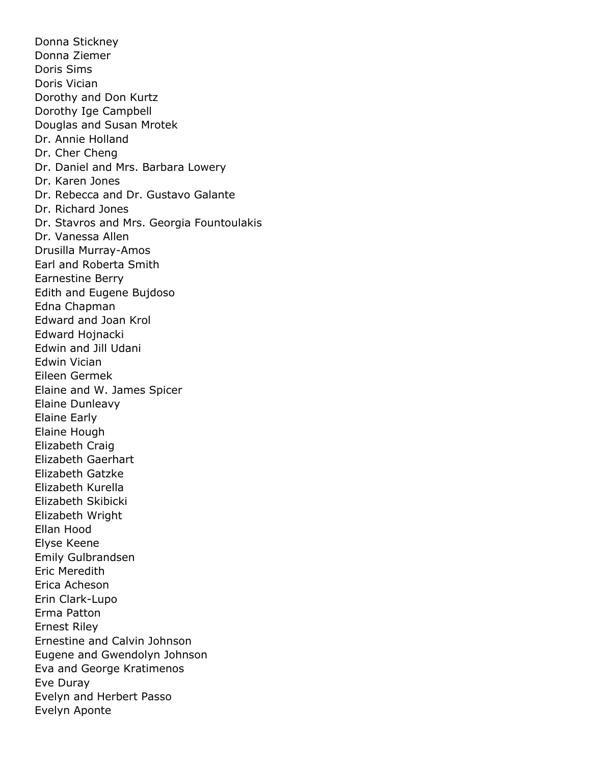Donna Stickney
Donna Ziemer
Doris Sims
Doris Vician
Dorothy and Don Kurtz
Dorothy Ige Campbell
Douglas and Susan Mrotek
Dr. Annie Holland
Dr. Cher Cheng
Dr. Daniel and Mrs. Barbara Lowery
Dr. Karen Jones
Dr. Rebecca and Dr. Gustavo Galante
Dr. Richard Jones
Dr. Stavros and Mrs. Georgia Fountoulakis
Dr. Vanessa Allen
Drusilla Murray-Amos
Earl and Roberta Smith
Earnestine Berry
Edith and Eugene Bujdoso
Edna Chapman
Edward and Joan Krol
Edward Hojnacki
Edwin and Jill Udani
Edwin Vician
Eileen Germek
Elaine and W. James Spicer
Elaine Dunleavy
Elaine Early
Elaine Hough
Elizabeth Craig
Elizabeth Gaerhart
Elizabeth Gatzke
Elizabeth Kurella
Elizabeth Skibicki
Elizabeth Wright
Ellan Hood
Elyse Keene
Emily Gulbrandsen
Eric Meredith
Erica Acheson
Erin Clark-Lupo
Erma Patton
Ernest Riley
Ernestine and Calvin Johnson
Eugene and Gwendolyn Johnson
Eva and George Kratimenos
Eve Duray
Evelyn and Herbert Passo
Evelyn Aponte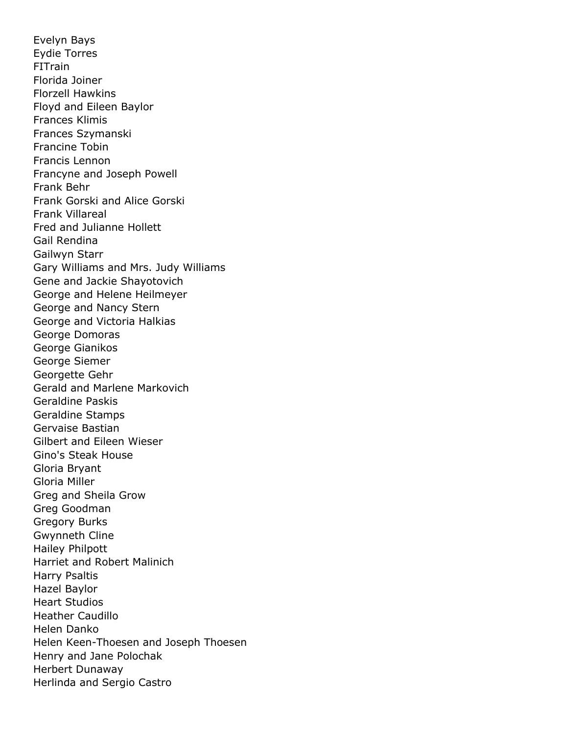Evelyn Bays
Eydie Torres
FITrain
Florida Joiner
Florzell Hawkins
Floyd and Eileen Baylor
Frances Klimis
Frances Szymanski
Francine Tobin
Francis Lennon
Francyne and Joseph Powell
Frank Behr
Frank Gorski and Alice Gorski
Frank Villareal
Fred and Julianne Hollett
Gail Rendina
Gailwyn Starr
Gary Williams and Mrs. Judy Williams
Gene and Jackie Shayotovich
George and Helene Heilmeyer
George and Nancy Stern
George and Victoria Halkias
George Domoras
George Gianikos
George Siemer
Georgette Gehr
Gerald and Marlene Markovich
Geraldine Paskis
Geraldine Stamps
Gervaise Bastian
Gilbert and Eileen Wieser
Gino's Steak House
Gloria Bryant
Gloria Miller
Greg and Sheila Grow
Greg Goodman
Gregory Burks
Gwynneth Cline
Hailey Philpott
Harriet and Robert Malinich
Harry Psaltis
Hazel Baylor
Heart Studios
Heather Caudillo
Helen Danko
Helen Keen-Thoesen and Joseph Thoesen
Henry and Jane Polochak
Herbert Dunaway
Herlinda and Sergio Castro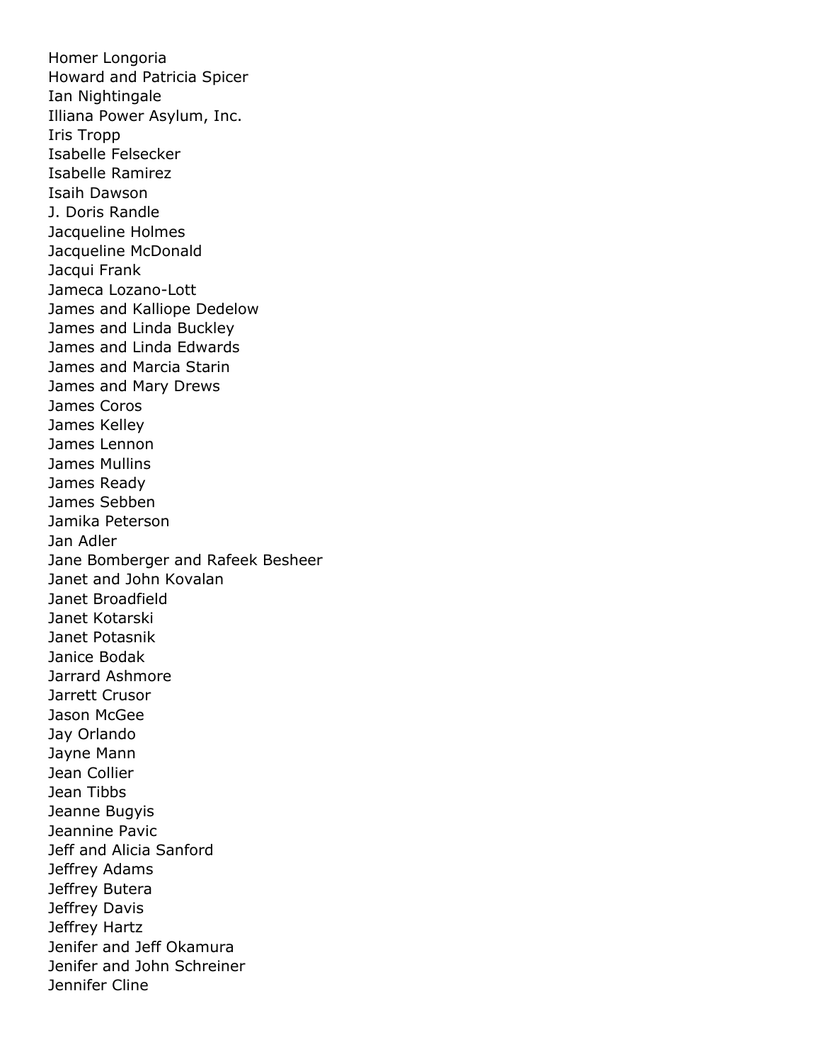Homer Longoria
Howard and Patricia Spicer
Ian Nightingale
Illiana Power Asylum, Inc.
Iris Tropp
Isabelle Felsecker
Isabelle Ramirez
Isaih Dawson
J. Doris Randle
Jacqueline Holmes
Jacqueline McDonald
Jacqui Frank
Jameca Lozano-Lott
James and Kalliope Dedelow
James and Linda Buckley
James and Linda Edwards
James and Marcia Starin
James and Mary Drews
James Coros
James Kelley
James Lennon
James Mullins
James Ready
James Sebben
Jamika Peterson
Jan Adler
Jane Bomberger and Rafeek Besheer
Janet and John Kovalan
Janet Broadfield
Janet Kotarski
Janet Potasnik
Janice Bodak
Jarrard Ashmore
Jarrett Crusor
Jason McGee
Jay Orlando
Jayne Mann
Jean Collier
Jean Tibbs
Jeanne Bugyis
Jeannine Pavic
Jeff and Alicia Sanford
Jeffrey Adams
Jeffrey Butera
Jeffrey Davis
Jeffrey Hartz
Jenifer and Jeff Okamura
Jenifer and John Schreiner
Jennifer Cline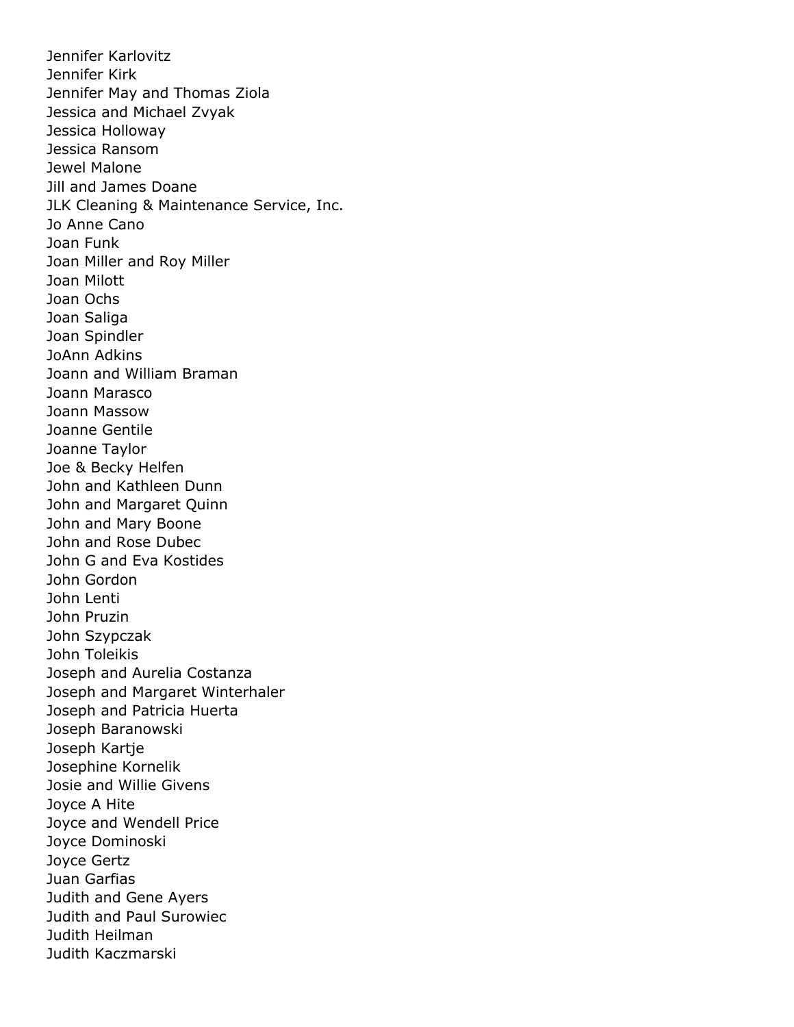Jennifer Karlovitz
Jennifer Kirk
Jennifer May and Thomas Ziola
Jessica and Michael Zvyak
Jessica Holloway
Jessica Ransom
Jewel Malone
Jill and James Doane
JLK Cleaning & Maintenance Service, Inc.
Jo Anne Cano
Joan Funk
Joan Miller and Roy Miller
Joan Milott
Joan Ochs
Joan Saliga
Joan Spindler
JoAnn Adkins
Joann and William Braman
Joann Marasco
Joann Massow
Joanne Gentile
Joanne Taylor
Joe & Becky Helfen
John and Kathleen Dunn
John and Margaret Quinn
John and Mary Boone
John and Rose Dubec
John G and Eva Kostides
John Gordon
John Lenti
John Pruzin
John Szypczak
John Toleikis
Joseph and Aurelia Costanza
Joseph and Margaret Winterhaler
Joseph and Patricia Huerta
Joseph Baranowski
Joseph Kartje
Josephine Kornelik
Josie and Willie Givens
Joyce A Hite
Joyce and Wendell Price
Joyce Dominoski
Joyce Gertz
Juan Garfias
Judith and Gene Ayers
Judith and Paul Surowiec
Judith Heilman
Judith Kaczmarski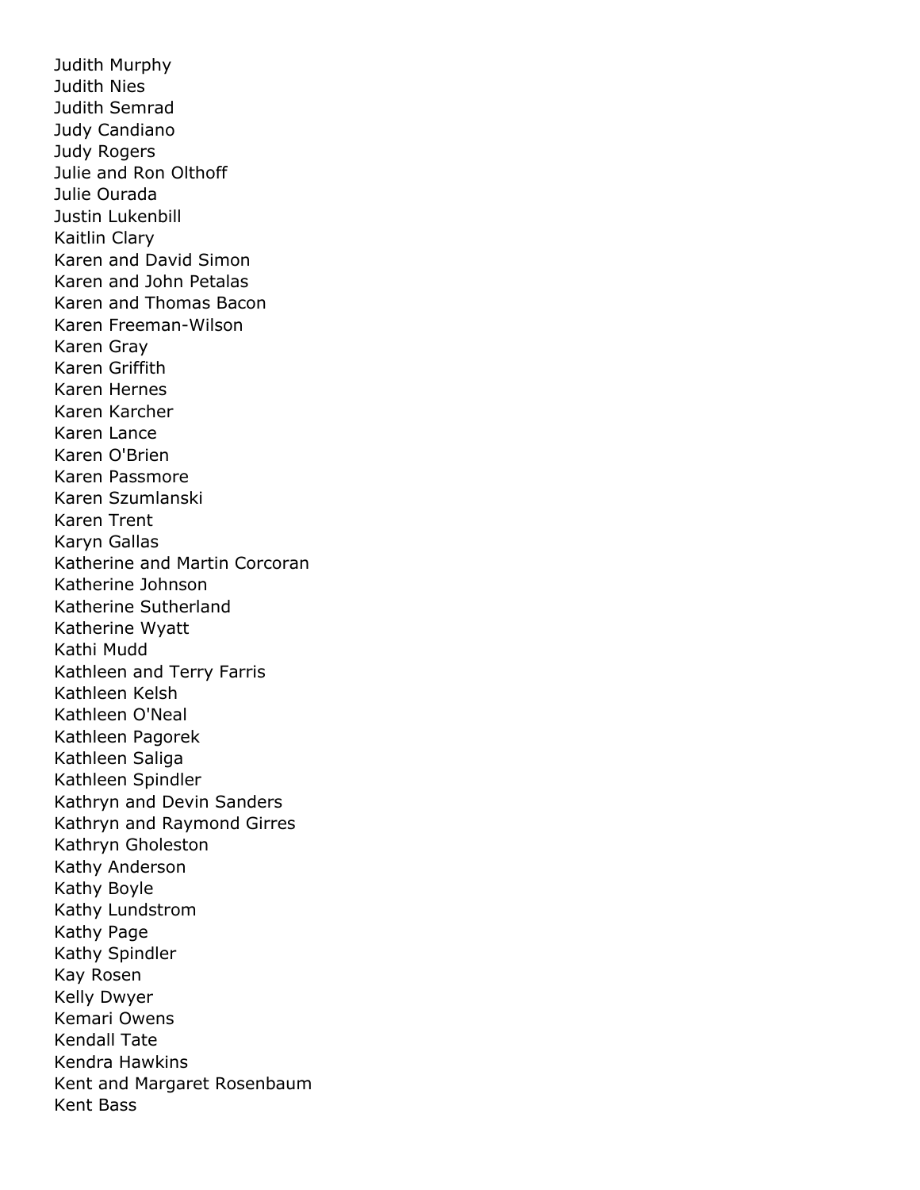Judith Murphy
Judith Nies
Judith Semrad
Judy Candiano
Judy Rogers
Julie and Ron Olthoff
Julie Ourada
Justin Lukenbill
Kaitlin Clary
Karen and David Simon
Karen and John Petalas
Karen and Thomas Bacon
Karen Freeman-Wilson
Karen Gray
Karen Griffith
Karen Hernes
Karen Karcher
Karen Lance
Karen O'Brien
Karen Passmore
Karen Szumlanski
Karen Trent
Karyn Gallas
Katherine and Martin Corcoran
Katherine Johnson
Katherine Sutherland
Katherine Wyatt
Kathi Mudd
Kathleen and Terry Farris
Kathleen Kelsh
Kathleen O'Neal
Kathleen Pagorek
Kathleen Saliga
Kathleen Spindler
Kathryn and Devin Sanders
Kathryn and Raymond Girres
Kathryn Gholeston
Kathy Anderson
Kathy Boyle
Kathy Lundstrom
Kathy Page
Kathy Spindler
Kay Rosen
Kelly Dwyer
Kemari Owens
Kendall Tate
Kendra Hawkins
Kent and Margaret Rosenbaum
Kent Bass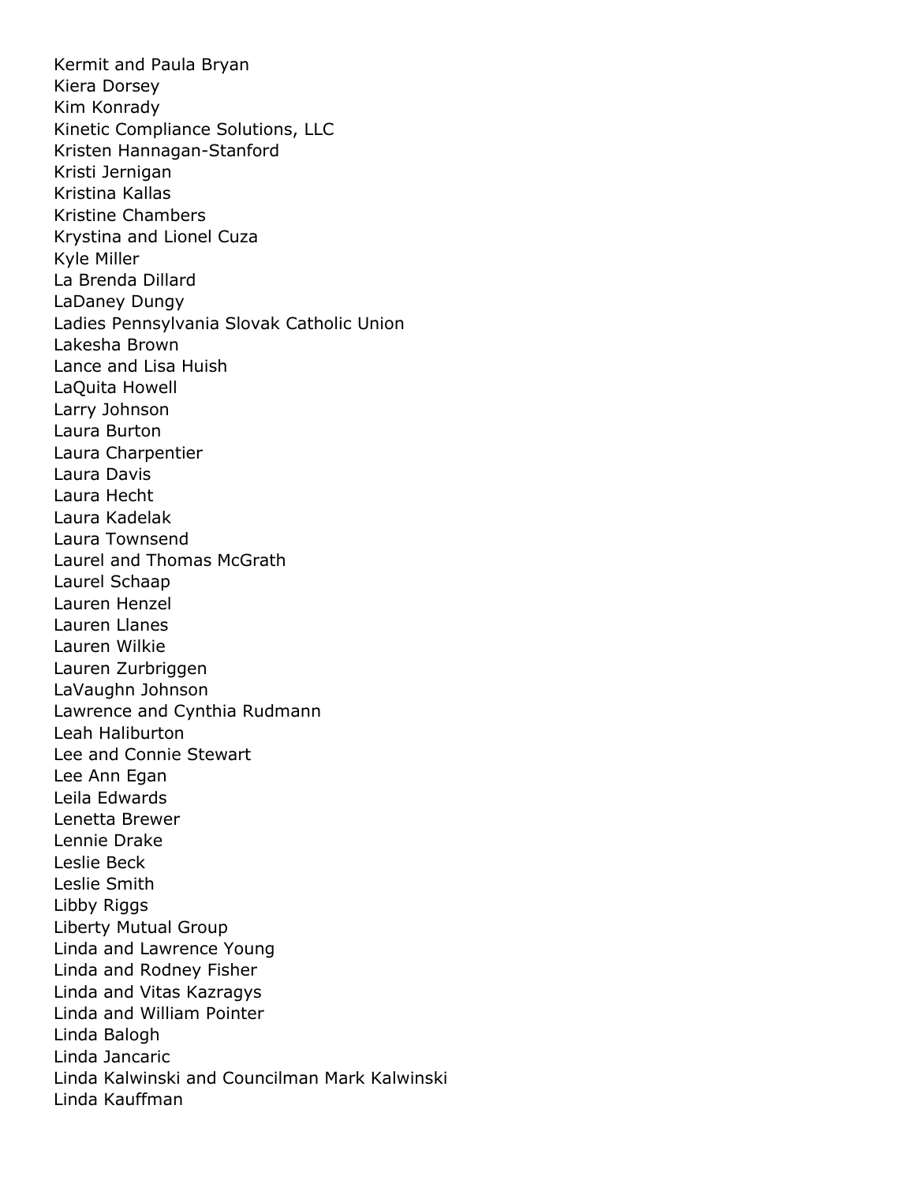Kermit and Paula Bryan
Kiera Dorsey
Kim Konrady
Kinetic Compliance Solutions, LLC
Kristen Hannagan-Stanford
Kristi Jernigan
Kristina Kallas
Kristine Chambers
Krystina and Lionel Cuza
Kyle Miller
La Brenda Dillard
LaDaney Dungy
Ladies Pennsylvania Slovak Catholic Union
Lakesha Brown
Lance and Lisa Huish
LaQuita Howell
Larry Johnson
Laura Burton
Laura Charpentier
Laura Davis
Laura Hecht
Laura Kadelak
Laura Townsend
Laurel and Thomas McGrath
Laurel Schaap
Lauren Henzel
Lauren Llanes
Lauren Wilkie
Lauren Zurbriggen
LaVaughn Johnson
Lawrence and Cynthia Rudmann
Leah Haliburton
Lee and Connie Stewart
Lee Ann Egan
Leila Edwards
Lenetta Brewer
Lennie Drake
Leslie Beck
Leslie Smith
Libby Riggs
Liberty Mutual Group
Linda and Lawrence Young
Linda and Rodney Fisher
Linda and Vitas Kazragys
Linda and William Pointer
Linda Balogh
Linda Jancaric
Linda Kalwinski and Councilman Mark Kalwinski
Linda Kauffman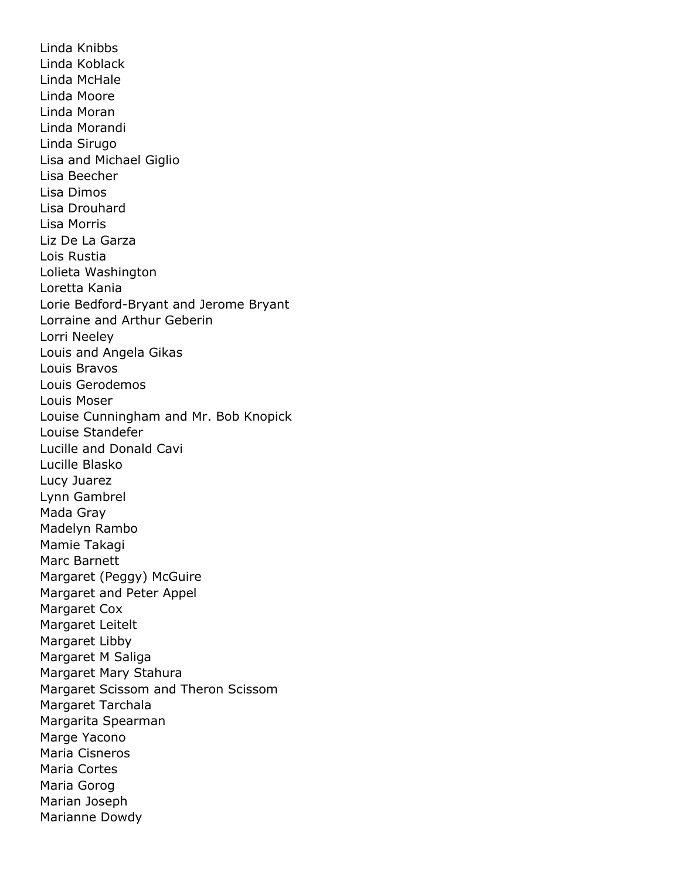Linda Knibbs
Linda Koblack
Linda McHale
Linda Moore
Linda Moran
Linda Morandi
Linda Sirugo
Lisa and Michael Giglio
Lisa Beecher
Lisa Dimos
Lisa Drouhard
Lisa Morris
Liz De La Garza
Lois Rustia
Lolieta Washington
Loretta Kania
Lorie Bedford-Bryant and Jerome Bryant
Lorraine and Arthur Geberin
Lorri Neeley
Louis and Angela Gikas
Louis Bravos
Louis Gerodemos
Louis Moser
Louise Cunningham and Mr. Bob Knopick
Louise Standefer
Lucille and Donald Cavi
Lucille Blasko
Lucy Juarez
Lynn Gambrel
Mada Gray
Madelyn Rambo
Mamie Takagi
Marc Barnett
Margaret (Peggy) McGuire
Margaret and Peter Appel
Margaret Cox
Margaret Leitelt
Margaret Libby
Margaret M Saliga
Margaret Mary Stahura
Margaret Scissom and Theron Scissom
Margaret Tarchala
Margarita Spearman
Marge Yacono
Maria Cisneros
Maria Cortes
Maria Gorog
Marian Joseph
Marianne Dowdy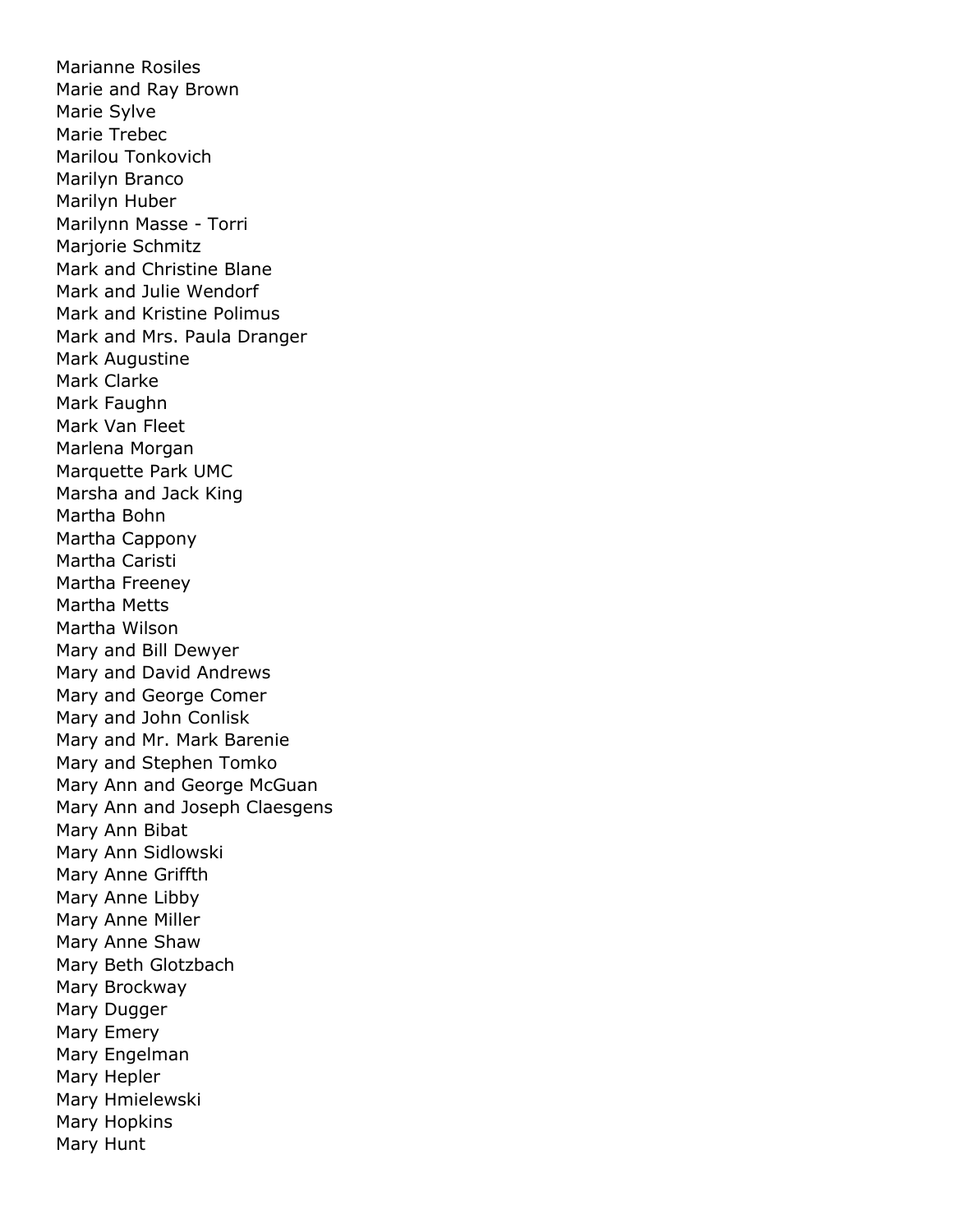Marianne Rosiles
Marie and Ray Brown
Marie Sylve
Marie Trebec
Marilou Tonkovich
Marilyn Branco
Marilyn Huber
Marilynn Masse - Torri
Marjorie Schmitz
Mark and Christine Blane
Mark and Julie Wendorf
Mark and Kristine Polimus
Mark and Mrs. Paula Dranger
Mark Augustine
Mark Clarke
Mark Faughn
Mark Van Fleet
Marlena Morgan
Marquette Park UMC
Marsha and Jack King
Martha Bohn
Martha Cappony
Martha Caristi
Martha Freeney
Martha Metts
Martha Wilson
Mary and Bill Dewyer
Mary and David Andrews
Mary and George Comer
Mary and John Conlisk
Mary and Mr. Mark Barenie
Mary and Stephen Tomko
Mary Ann and George McGuan
Mary Ann and Joseph Claesgens
Mary Ann Bibat
Mary Ann Sidlowski
Mary Anne Griffth
Mary Anne Libby
Mary Anne Miller
Mary Anne Shaw
Mary Beth Glotzbach
Mary Brockway
Mary Dugger
Mary Emery
Mary Engelman
Mary Hepler
Mary Hmielewski
Mary Hopkins
Mary Hunt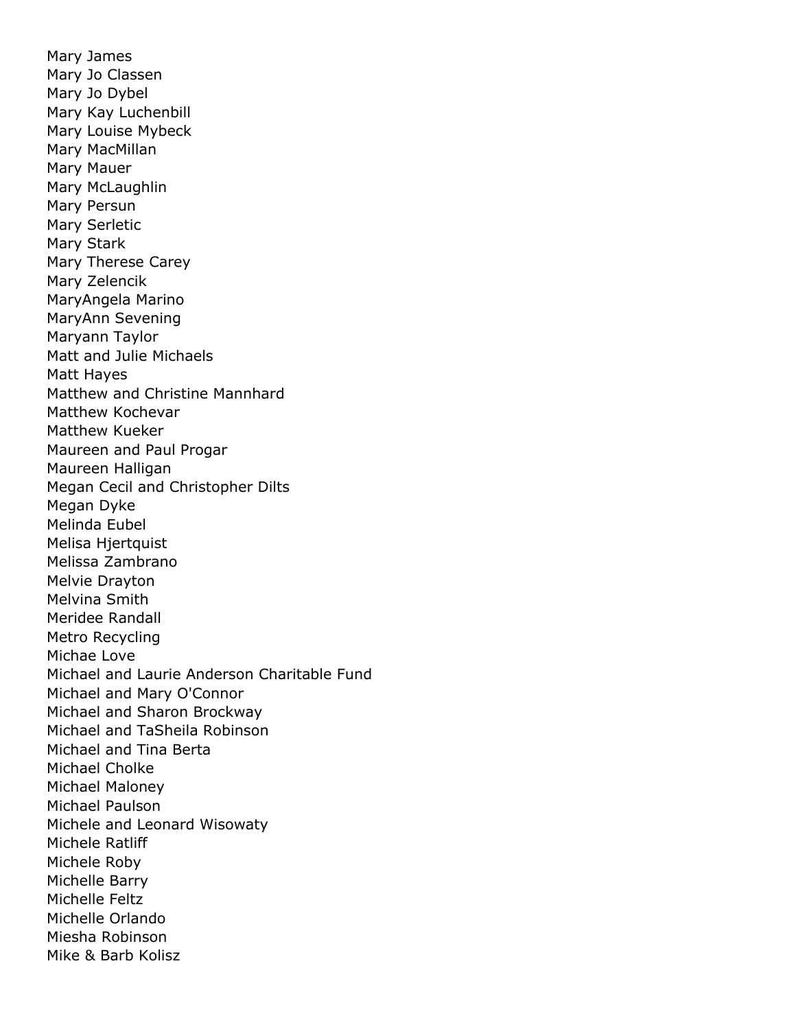Mary James
Mary Jo Classen
Mary Jo Dybel
Mary Kay Luchenbill
Mary Louise Mybeck
Mary MacMillan
Mary Mauer
Mary McLaughlin
Mary Persun
Mary Serletic
Mary Stark
Mary Therese Carey
Mary Zelencik
MaryAngela Marino
MaryAnn Sevening
Maryann Taylor
Matt and Julie Michaels
Matt Hayes
Matthew and Christine Mannhard
Matthew Kochevar
Matthew Kueker
Maureen and Paul Progar
Maureen Halligan
Megan Cecil and Christopher Dilts
Megan Dyke
Melinda Eubel
Melisa Hjertquist
Melissa Zambrano
Melvie Drayton
Melvina Smith
Meridee Randall
Metro Recycling
Michae Love
Michael and Laurie Anderson Charitable Fund
Michael and Mary O'Connor
Michael and Sharon Brockway
Michael and TaSheila Robinson
Michael and Tina Berta
Michael Cholke
Michael Maloney
Michael Paulson
Michele and Leonard Wisowaty
Michele Ratliff
Michele Roby
Michelle Barry
Michelle Feltz
Michelle Orlando
Miesha Robinson
Mike & Barb Kolisz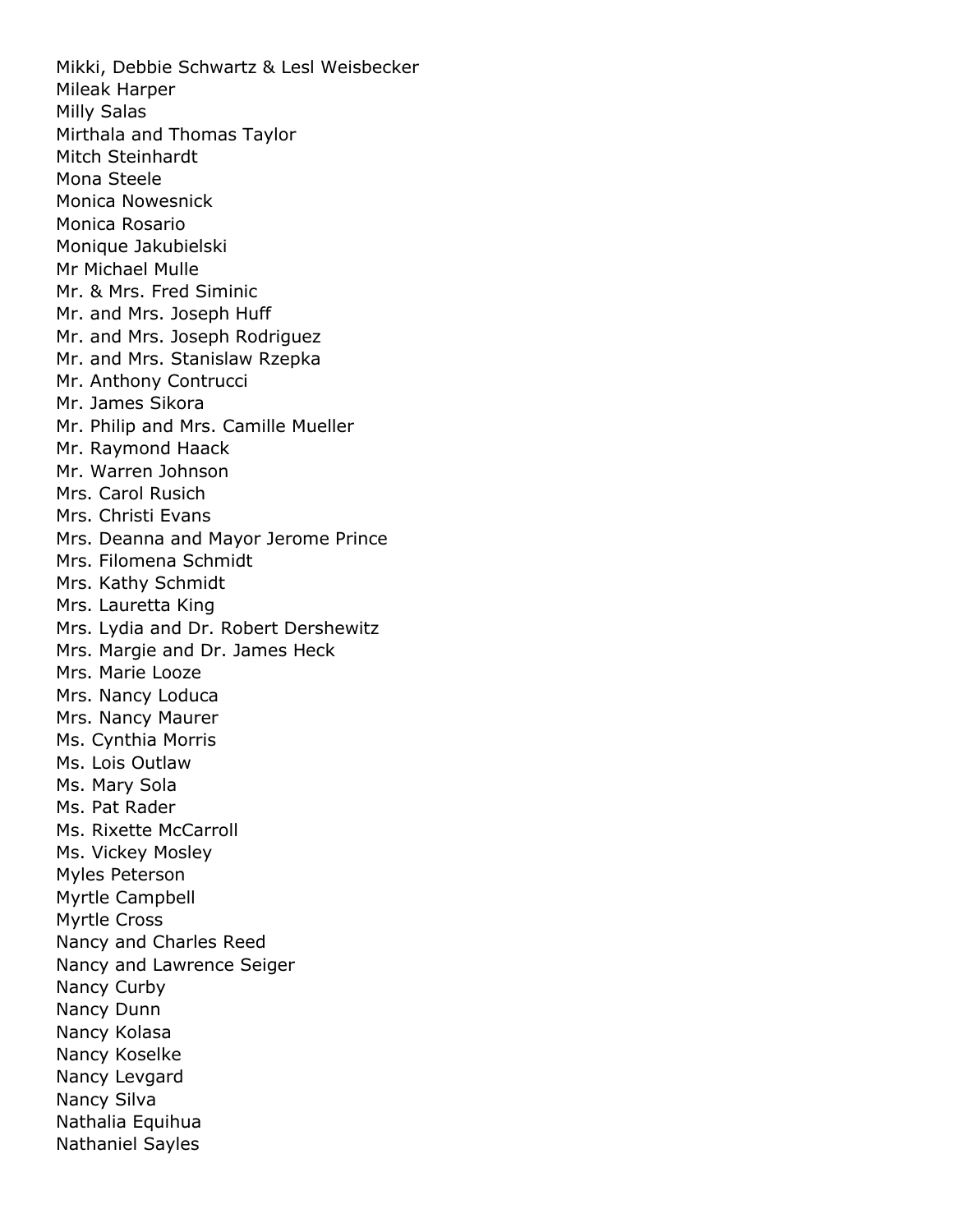Mikki, Debbie Schwartz & Lesl Weisbecker
Mileak Harper
Milly Salas
Mirthala and Thomas Taylor
Mitch Steinhardt
Mona Steele
Monica Nowesnick
Monica Rosario
Monique Jakubielski
Mr Michael Mulle
Mr. & Mrs. Fred Siminic
Mr. and Mrs. Joseph Huff
Mr. and Mrs. Joseph Rodriguez
Mr. and Mrs. Stanislaw Rzepka
Mr. Anthony Contrucci
Mr. James Sikora
Mr. Philip and Mrs. Camille Mueller
Mr. Raymond Haack
Mr. Warren Johnson
Mrs. Carol Rusich
Mrs. Christi Evans
Mrs. Deanna and Mayor Jerome Prince
Mrs. Filomena Schmidt
Mrs. Kathy Schmidt
Mrs. Lauretta King
Mrs. Lydia and Dr. Robert Dershewitz
Mrs. Margie and Dr. James Heck
Mrs. Marie Looze
Mrs. Nancy Loduca
Mrs. Nancy Maurer
Ms. Cynthia Morris
Ms. Lois Outlaw
Ms. Mary Sola
Ms. Pat Rader
Ms. Rixette McCarroll
Ms. Vickey Mosley
Myles Peterson
Myrtle Campbell
Myrtle Cross
Nancy and Charles Reed
Nancy and Lawrence Seiger
Nancy Curby
Nancy Dunn
Nancy Kolasa
Nancy Koselke
Nancy Levgard
Nancy Silva
Nathalia Equihua
Nathaniel Sayles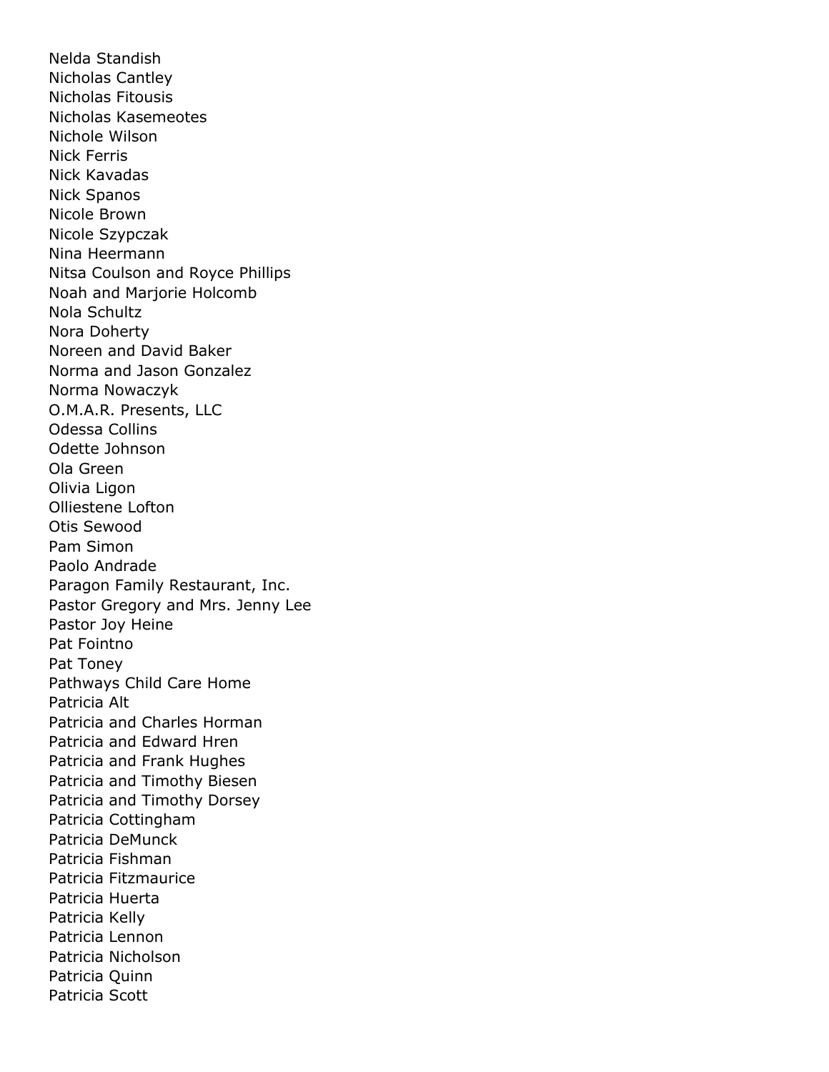Nelda Standish
Nicholas Cantley
Nicholas Fitousis
Nicholas Kasemeotes
Nichole Wilson
Nick Ferris
Nick Kavadas
Nick Spanos
Nicole Brown
Nicole Szypczak
Nina Heermann
Nitsa Coulson and Royce Phillips
Noah and Marjorie Holcomb
Nola Schultz
Nora Doherty
Noreen and David Baker
Norma and Jason Gonzalez
Norma Nowaczyk
O.M.A.R. Presents, LLC
Odessa Collins
Odette Johnson
Ola Green
Olivia Ligon
Olliestene Lofton
Otis Sewood
Pam Simon
Paolo Andrade
Paragon Family Restaurant, Inc.
Pastor Gregory and Mrs. Jenny Lee
Pastor Joy Heine
Pat Fointno
Pat Toney
Pathways Child Care Home
Patricia Alt
Patricia and Charles Horman
Patricia and Edward Hren
Patricia and Frank Hughes
Patricia and Timothy Biesen
Patricia and Timothy Dorsey
Patricia Cottingham
Patricia DeMunck
Patricia Fishman
Patricia Fitzmaurice
Patricia Huerta
Patricia Kelly
Patricia Lennon
Patricia Nicholson
Patricia Quinn
Patricia Scott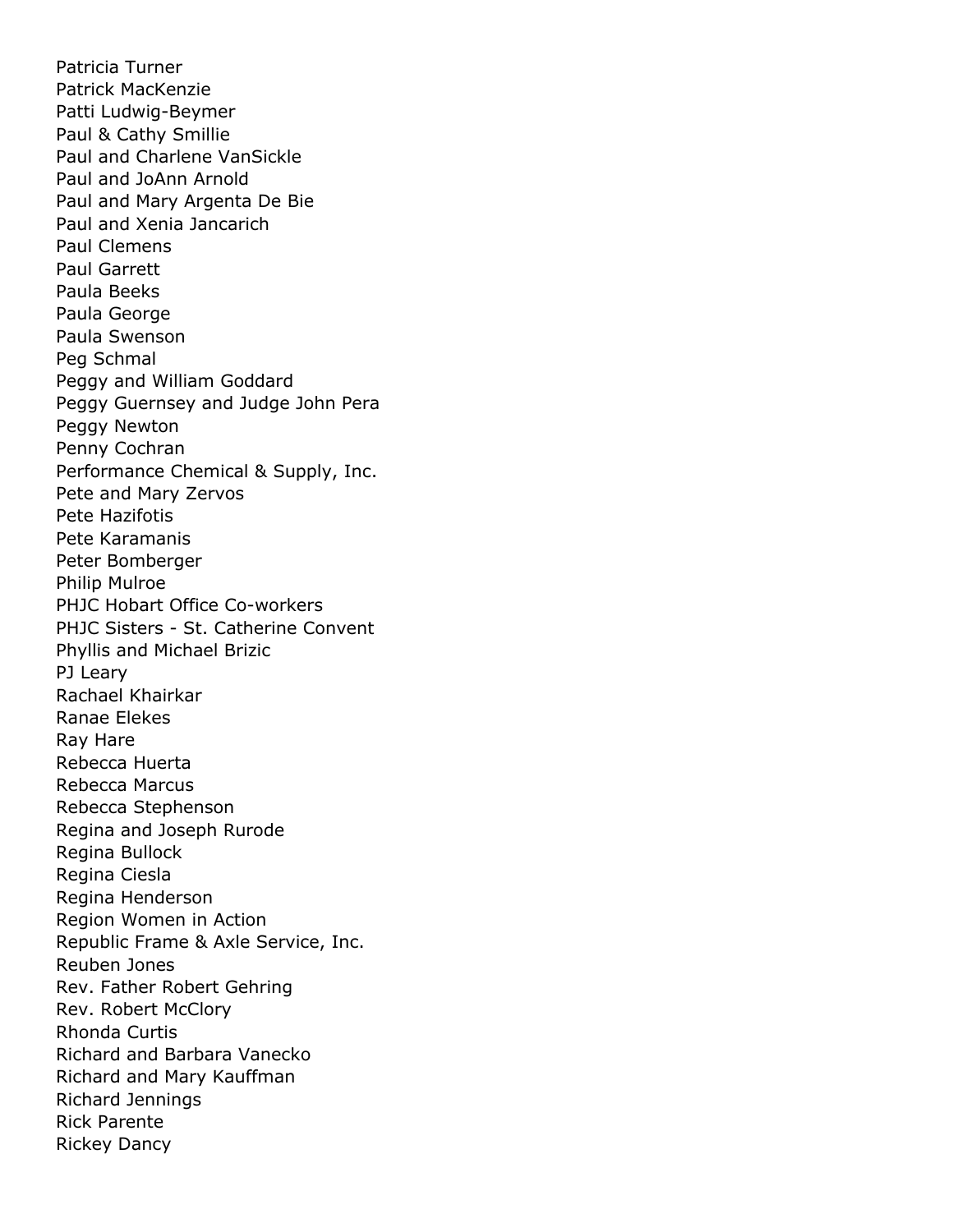Patricia Turner
Patrick MacKenzie
Patti Ludwig-Beymer
Paul & Cathy Smillie
Paul and Charlene VanSickle
Paul and JoAnn Arnold
Paul and Mary Argenta De Bie
Paul and Xenia Jancarich
Paul Clemens
Paul Garrett
Paula Beeks
Paula George
Paula Swenson
Peg Schmal
Peggy and William Goddard
Peggy Guernsey and Judge John Pera
Peggy Newton
Penny Cochran
Performance Chemical & Supply, Inc.
Pete and Mary Zervos
Pete Hazifotis
Pete Karamanis
Peter Bomberger
Philip Mulroe
PHJC Hobart Office Co-workers
PHJC Sisters - St. Catherine Convent
Phyllis and Michael Brizic
PJ Leary
Rachael Khairkar
Ranae Elekes
Ray Hare
Rebecca Huerta
Rebecca Marcus
Rebecca Stephenson
Regina and Joseph Rurode
Regina Bullock
Regina Ciesla
Regina Henderson
Region Women in Action
Republic Frame & Axle Service, Inc.
Reuben Jones
Rev. Father Robert Gehring
Rev. Robert McClory
Rhonda Curtis
Richard and Barbara Vanecko
Richard and Mary Kauffman
Richard Jennings
Rick Parente
Rickey Dancy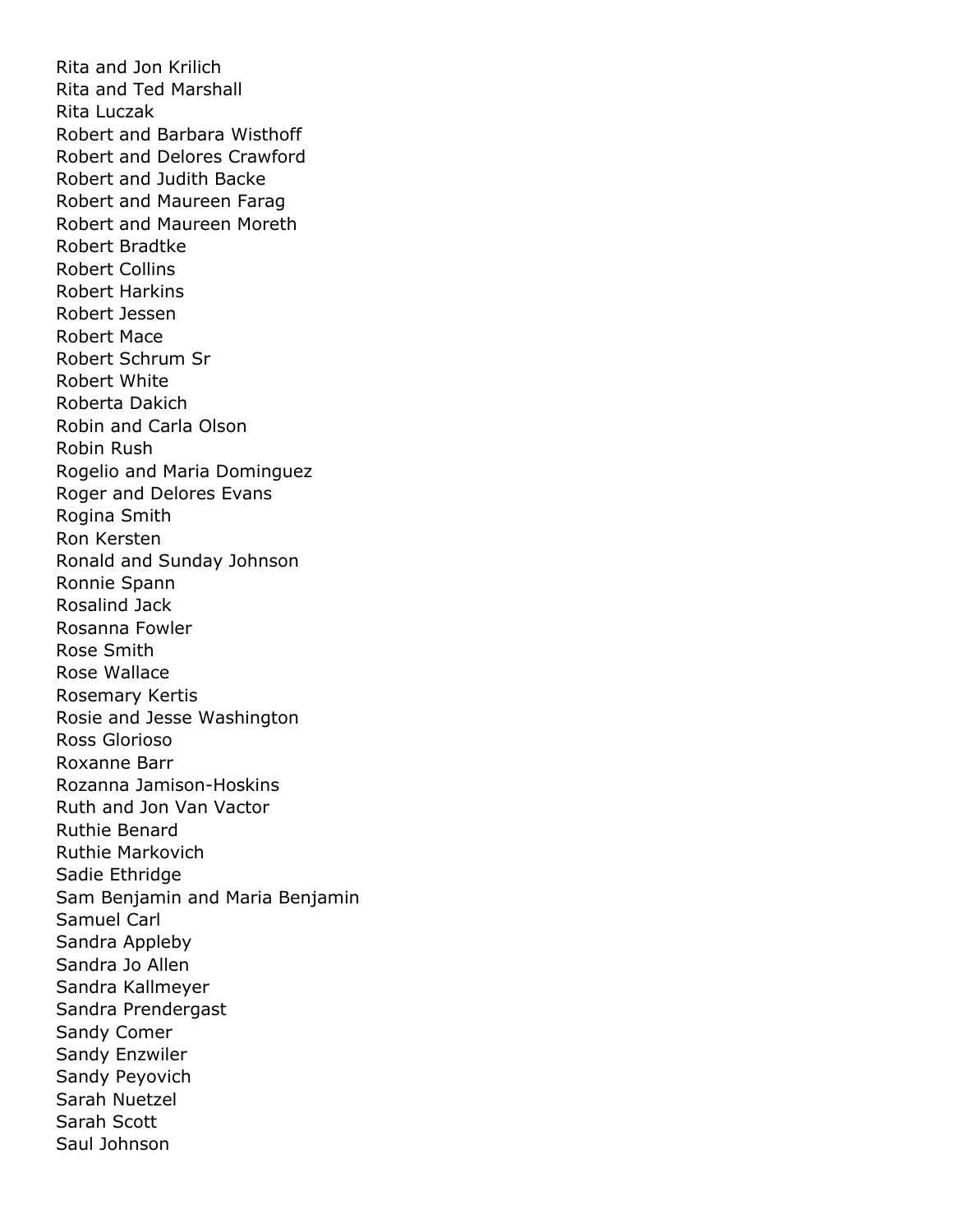Rita and Jon Krilich
Rita and Ted Marshall
Rita Luczak
Robert and Barbara Wisthoff
Robert and Delores Crawford
Robert and Judith Backe
Robert and Maureen Farag
Robert and Maureen Moreth
Robert Bradtke
Robert Collins
Robert Harkins
Robert Jessen
Robert Mace
Robert Schrum Sr
Robert White
Roberta Dakich
Robin and Carla Olson
Robin Rush
Rogelio and Maria Dominguez
Roger and Delores Evans
Rogina Smith
Ron Kersten
Ronald and Sunday Johnson
Ronnie Spann
Rosalind Jack
Rosanna Fowler
Rose Smith
Rose Wallace
Rosemary Kertis
Rosie and Jesse Washington
Ross Glorioso
Roxanne Barr
Rozanna Jamison-Hoskins
Ruth and Jon Van Vactor
Ruthie Benard
Ruthie Markovich
Sadie Ethridge
Sam Benjamin and Maria Benjamin
Samuel Carl
Sandra Appleby
Sandra Jo Allen
Sandra Kallmeyer
Sandra Prendergast
Sandy Comer
Sandy Enzwiler
Sandy Peyovich
Sarah Nuetzel
Sarah Scott
Saul Johnson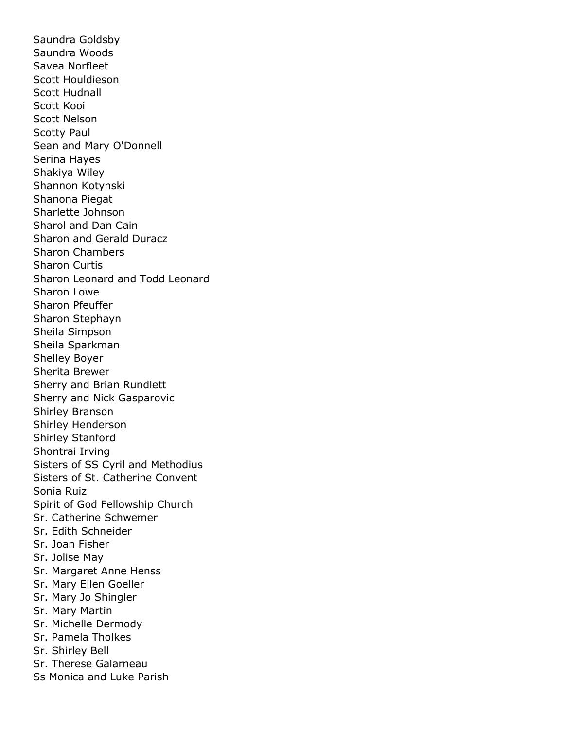Saundra Goldsby
Saundra Woods
Savea Norfleet
Scott Houldieson
Scott Hudnall
Scott Kooi
Scott Nelson
Scotty Paul
Sean and Mary O'Donnell
Serina Hayes
Shakiya Wiley
Shannon Kotynski
Shanona Piegat
Sharlette Johnson
Sharol and Dan Cain
Sharon and Gerald Duracz
Sharon Chambers
Sharon Curtis
Sharon Leonard and Todd Leonard
Sharon Lowe
Sharon Pfeuffer
Sharon Stephayn
Sheila Simpson
Sheila Sparkman
Shelley Boyer
Sherita Brewer
Sherry and Brian Rundlett
Sherry and Nick Gasparovic
Shirley Branson
Shirley Henderson
Shirley Stanford
Shontrai Irving
Sisters of SS Cyril and Methodius
Sisters of St. Catherine Convent
Sonia Ruiz
Spirit of God Fellowship Church
Sr. Catherine Schwemer
Sr. Edith Schneider
Sr. Joan Fisher
Sr. Jolise May
Sr. Margaret Anne Henss
Sr. Mary Ellen Goeller
Sr. Mary Jo Shingler
Sr. Mary Martin
Sr. Michelle Dermody
Sr. Pamela Tholkes
Sr. Shirley Bell
Sr. Therese Galarneau
Ss Monica and Luke Parish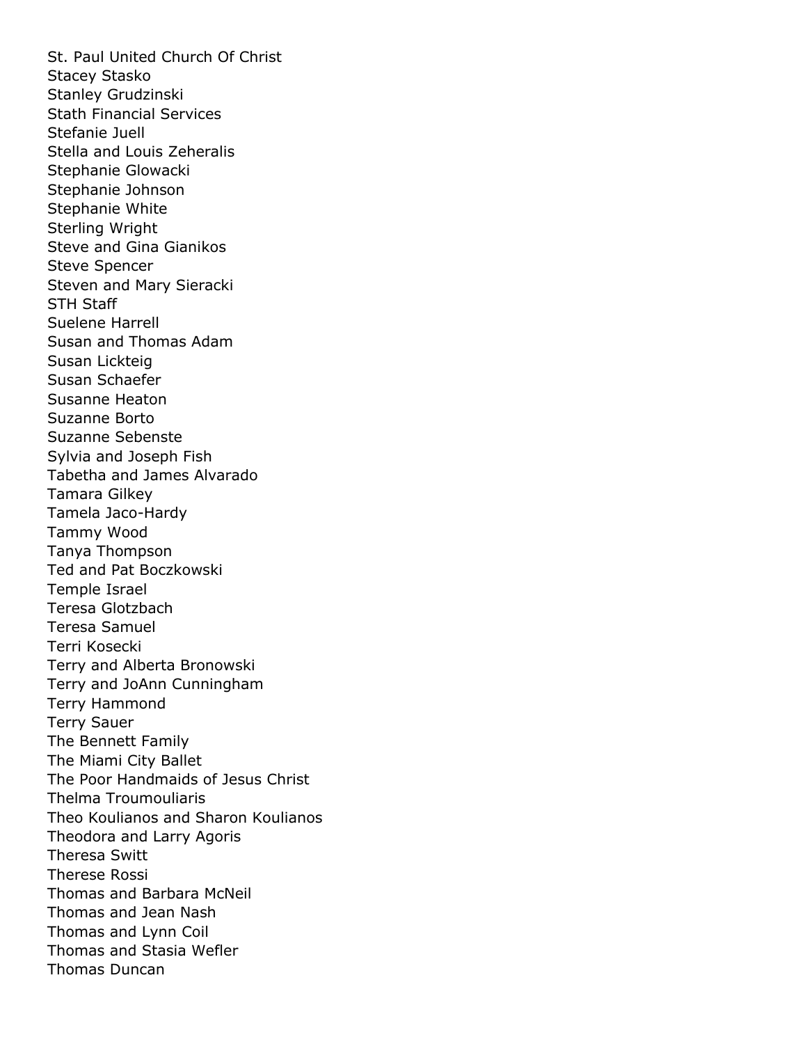St. Paul United Church Of Christ
Stacey Stasko
Stanley Grudzinski
Stath Financial Services
Stefanie Juell
Stella and Louis Zeheralis
Stephanie Glowacki
Stephanie Johnson
Stephanie White
Sterling Wright
Steve and Gina Gianikos
Steve Spencer
Steven and Mary Sieracki
STH Staff
Suelene Harrell
Susan and Thomas Adam
Susan Lickteig
Susan Schaefer
Susanne Heaton
Suzanne Borto
Suzanne Sebenste
Sylvia and Joseph Fish
Tabetha and James Alvarado
Tamara Gilkey
Tamela Jaco-Hardy
Tammy Wood
Tanya Thompson
Ted and Pat Boczkowski
Temple Israel
Teresa Glotzbach
Teresa Samuel
Terri Kosecki
Terry and Alberta Bronowski
Terry and JoAnn Cunningham
Terry Hammond
Terry Sauer
The Bennett Family
The Miami City Ballet
The Poor Handmaids of Jesus Christ
Thelma Troumouliaris
Theo Koulianos and Sharon Koulianos
Theodora and Larry Agoris
Theresa Switt
Therese Rossi
Thomas and Barbara McNeil
Thomas and Jean Nash
Thomas and Lynn Coil
Thomas and Stasia Wefler
Thomas Duncan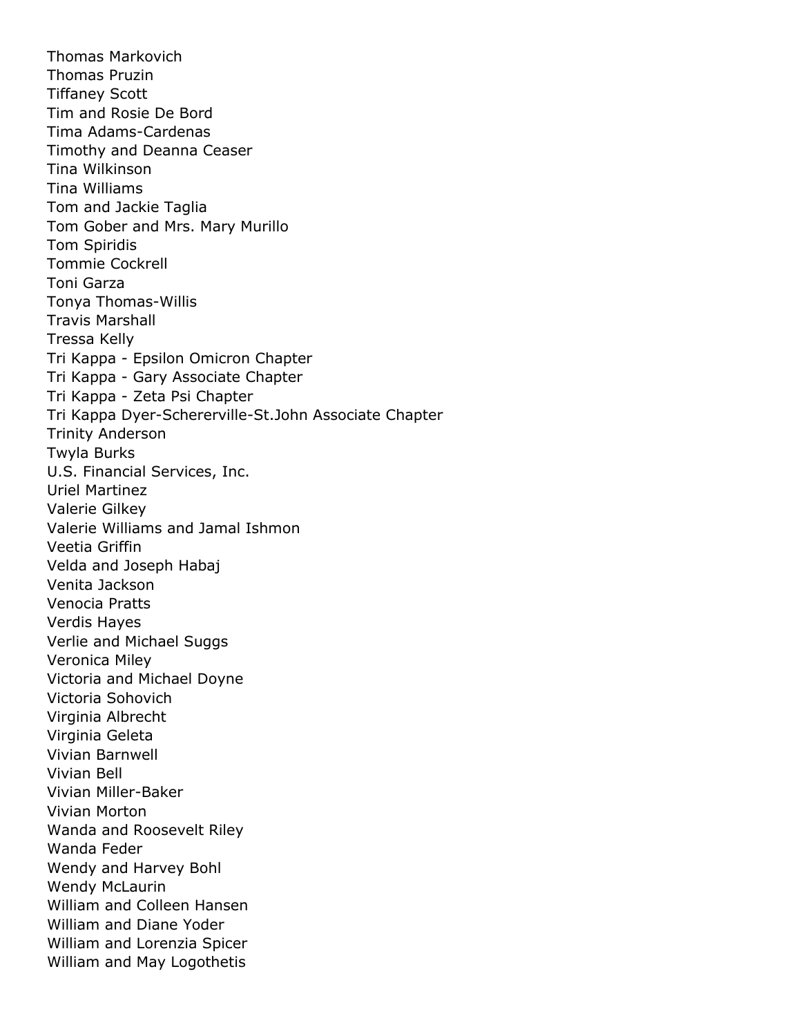Thomas Markovich
Thomas Pruzin
Tiffaney Scott
Tim and Rosie De Bord
Tima Adams-Cardenas
Timothy and Deanna Ceaser
Tina Wilkinson
Tina Williams
Tom and Jackie Taglia
Tom Gober and Mrs. Mary Murillo
Tom Spiridis
Tommie Cockrell
Toni Garza
Tonya Thomas-Willis
Travis Marshall
Tressa Kelly
Tri Kappa - Epsilon Omicron Chapter
Tri Kappa - Gary Associate Chapter
Tri Kappa - Zeta Psi Chapter
Tri Kappa Dyer-Schererville-St.John Associate Chapter
Trinity Anderson
Twyla Burks
U.S. Financial Services, Inc.
Uriel Martinez
Valerie Gilkey
Valerie Williams and Jamal Ishmon
Veetia Griffin
Velda and Joseph Habaj
Venita Jackson
Venocia Pratts
Verdis Hayes
Verlie and Michael Suggs
Veronica Miley
Victoria and Michael Doyne
Victoria Sohovich
Virginia Albrecht
Virginia Geleta
Vivian Barnwell
Vivian Bell
Vivian Miller-Baker
Vivian Morton
Wanda and Roosevelt Riley
Wanda Feder
Wendy and Harvey Bohl
Wendy McLaurin
William and Colleen Hansen
William and Diane Yoder
William and Lorenzia Spicer
William and May Logothetis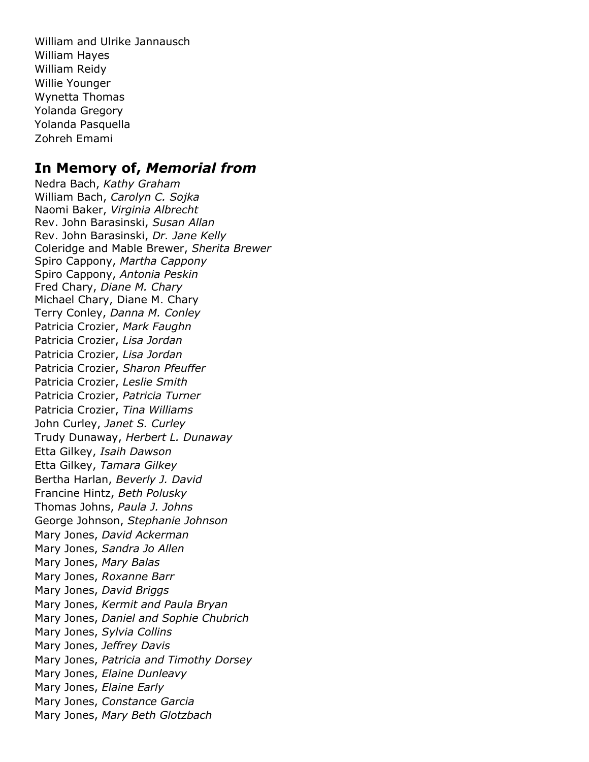William and Ulrike Jannausch
William Hayes
William Reidy
Willie Younger
Wynetta Thomas
Yolanda Gregory
Yolanda Pasquella
Zohreh Emami

## In Memory of, *Memorial from*

Nedra Bach, *Kathy Graham*
William Bach, *Carolyn C. Sojka*
Naomi Baker, *Virginia Albrecht*
Rev. John Barasinski, *Susan Allan*
Rev. John Barasinski, *Dr. Jane Kelly*
Coleridge and Mable Brewer, *Sherita Brewer*
Spiro Cappony, *Martha Cappony*
Spiro Cappony, *Antonia Peskin*
Fred Chary, *Diane M. Chary*
Michael Chary, Diane M. Chary
Terry Conley, *Danna M. Conley*
Patricia Crozier, *Mark Faughn*
Patricia Crozier, *Lisa Jordan*
Patricia Crozier, *Lisa Jordan*
Patricia Crozier, *Sharon Pfeuffer*
Patricia Crozier, *Leslie Smith*
Patricia Crozier, *Patricia Turner*
Patricia Crozier, *Tina Williams*
John Curley, *Janet S. Curley*
Trudy Dunaway, *Herbert L. Dunaway*
Etta Gilkey, *Isaih Dawson*
Etta Gilkey, *Tamara Gilkey*
Bertha Harlan, *Beverly J. David*
Francine Hintz, *Beth Polusky*
Thomas Johns, *Paula J. Johns*
George Johnson, *Stephanie Johnson*
Mary Jones, *David Ackerman*
Mary Jones, *Sandra Jo Allen*
Mary Jones, *Mary Balas*
Mary Jones, *Roxanne Barr*
Mary Jones, *David Briggs*
Mary Jones, *Kermit and Paula Bryan*
Mary Jones, *Daniel and Sophie Chubrich*
Mary Jones, *Sylvia Collins*
Mary Jones, *Jeffrey Davis*
Mary Jones, *Patricia and Timothy Dorsey*
Mary Jones, *Elaine Dunleavy*
Mary Jones, *Elaine Early*
Mary Jones, *Constance Garcia*
Mary Jones, *Mary Beth Glotzbach*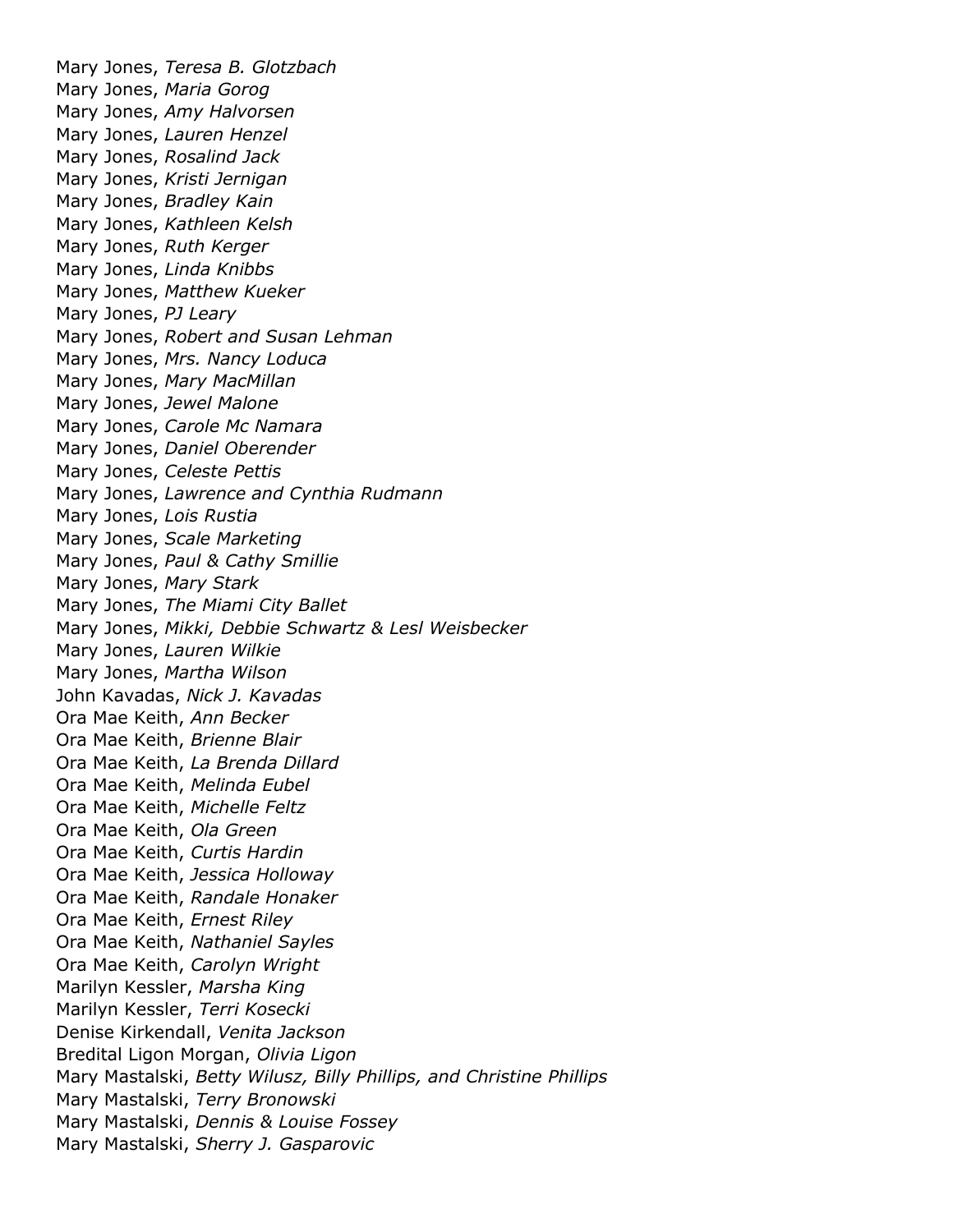Mary Jones, *Teresa B. Glotzbach*
Mary Jones, *Maria Gorog*
Mary Jones, *Amy Halvorsen*
Mary Jones, *Lauren Henzel*
Mary Jones, *Rosalind Jack*
Mary Jones, *Kristi Jernigan*
Mary Jones, *Bradley Kain*
Mary Jones, *Kathleen Kelsh*
Mary Jones, *Ruth Kerger*
Mary Jones, *Linda Knibbs*
Mary Jones, *Matthew Kueker*
Mary Jones, *PJ Leary*
Mary Jones, *Robert and Susan Lehman*
Mary Jones, *Mrs. Nancy Loduca*
Mary Jones, *Mary MacMillan*
Mary Jones, *Jewel Malone*
Mary Jones, *Carole Mc Namara*
Mary Jones, *Daniel Oberender*
Mary Jones, *Celeste Pettis*
Mary Jones, *Lawrence and Cynthia Rudmann*
Mary Jones, *Lois Rustia*
Mary Jones, *Scale Marketing*
Mary Jones, *Paul & Cathy Smillie*
Mary Jones, *Mary Stark*
Mary Jones, *The Miami City Ballet*
Mary Jones, *Mikki, Debbie Schwartz & Lesl Weisbecker*
Mary Jones, *Lauren Wilkie*
Mary Jones, *Martha Wilson*
John Kavadas, *Nick J. Kavadas*
Ora Mae Keith, *Ann Becker*
Ora Mae Keith, *Brienne Blair*
Ora Mae Keith, *La Brenda Dillard*
Ora Mae Keith, *Melinda Eubel*
Ora Mae Keith, *Michelle Feltz*
Ora Mae Keith, *Ola Green*
Ora Mae Keith, *Curtis Hardin*
Ora Mae Keith, *Jessica Holloway*
Ora Mae Keith, *Randale Honaker*
Ora Mae Keith, *Ernest Riley*
Ora Mae Keith, *Nathaniel Sayles*
Ora Mae Keith, *Carolyn Wright*
Marilyn Kessler, *Marsha King*
Marilyn Kessler, *Terri Kosecki*
Denise Kirkendall, *Venita Jackson*
Bredital Ligon Morgan, *Olivia Ligon*
Mary Mastalski, *Betty Wilusz, Billy Phillips, and Christine Phillips*
Mary Mastalski, *Terry Bronowski*
Mary Mastalski, *Dennis & Louise Fossey*
Mary Mastalski, *Sherry J. Gasparovic*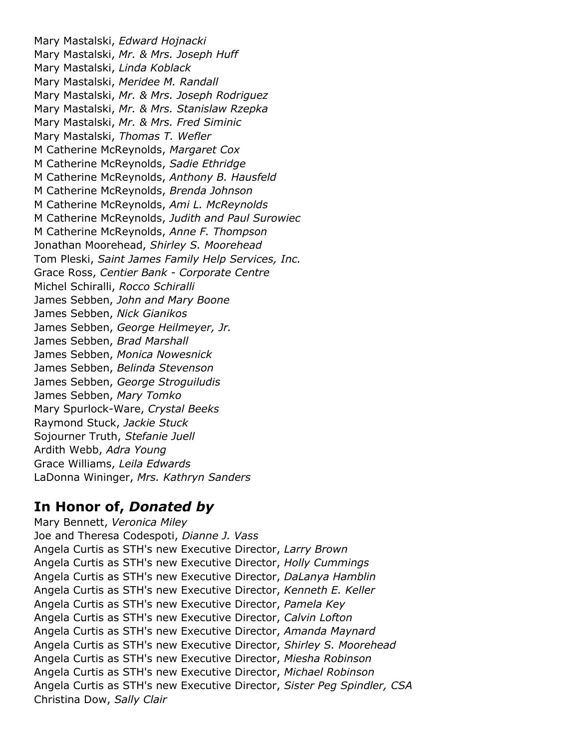Mary Mastalski, *Edward Hojnacki*  
Mary Mastalski, *Mr. & Mrs. Joseph Huff*  
Mary Mastalski, *Linda Koblack*  
Mary Mastalski, *Meridee M. Randall*  
Mary Mastalski, *Mr. & Mrs. Joseph Rodriguez*  
Mary Mastalski, *Mr. & Mrs. Stanislaw Rzepka*  
Mary Mastalski, *Mr. & Mrs. Fred Siminic*  
Mary Mastalski, *Thomas T. Wefler*  
M Catherine McReynolds, *Margaret Cox*  
M Catherine McReynolds, *Sadie Ethridge*  
M Catherine McReynolds, *Anthony B. Hausfeld*  
M Catherine McReynolds, *Brenda Johnson*  
M Catherine McReynolds, *Ami L. McReynolds*  
M Catherine McReynolds, *Judith and Paul Surowiec*  
M Catherine McReynolds, *Anne F. Thompson*  
Jonathan Moorehead, *Shirley S. Moorehead*  
Tom Pleski, *Saint James Family Help Services, Inc.*  
Grace Ross, *Centier Bank - Corporate Centre*  
Michel Schiralli, *Rocco Schiralli*  
James Sebben, *John and Mary Boone*  
James Sebben, *Nick Gianikos*  
James Sebben, *George Heilmeyer, Jr.*  
James Sebben, *Brad Marshall*  
James Sebben, *Monica Nowesnick*  
James Sebben, *Belinda Stevenson*  
James Sebben, *George Stroguiludis*  
James Sebben, *Mary Tomko*  
Mary Spurlock-Ware, *Crystal Beeks*  
Raymond Stuck, *Jackie Stuck*  
Sojourner Truth, *Stefanie Juell*  
Ardith Webb, *Adra Young*  
Grace Williams, *Leila Edwards*  
LaDonna Wininger, *Mrs. Kathryn Sanders*

## In Honor of, *Donated by*

Mary Bennett, *Veronica Miley*  
Joe and Theresa Codespoti, *Dianne J. Vass*  
Angela Curtis as STH's new Executive Director, *Larry Brown*  
Angela Curtis as STH's new Executive Director, *Holly Cummings*  
Angela Curtis as STH's new Executive Director, *DaLanya Hamblin*  
Angela Curtis as STH's new Executive Director, *Kenneth E. Keller*  
Angela Curtis as STH's new Executive Director, *Pamela Key*  
Angela Curtis as STH's new Executive Director, *Calvin Lofton*  
Angela Curtis as STH's new Executive Director, *Amanda Maynard*  
Angela Curtis as STH's new Executive Director, *Shirley S. Moorehead*  
Angela Curtis as STH's new Executive Director, *Miesha Robinson*  
Angela Curtis as STH's new Executive Director, *Michael Robinson*  
Angela Curtis as STH's new Executive Director, *Sister Peg Spindler, CSA*  
Christina Dow, *Sally Clair*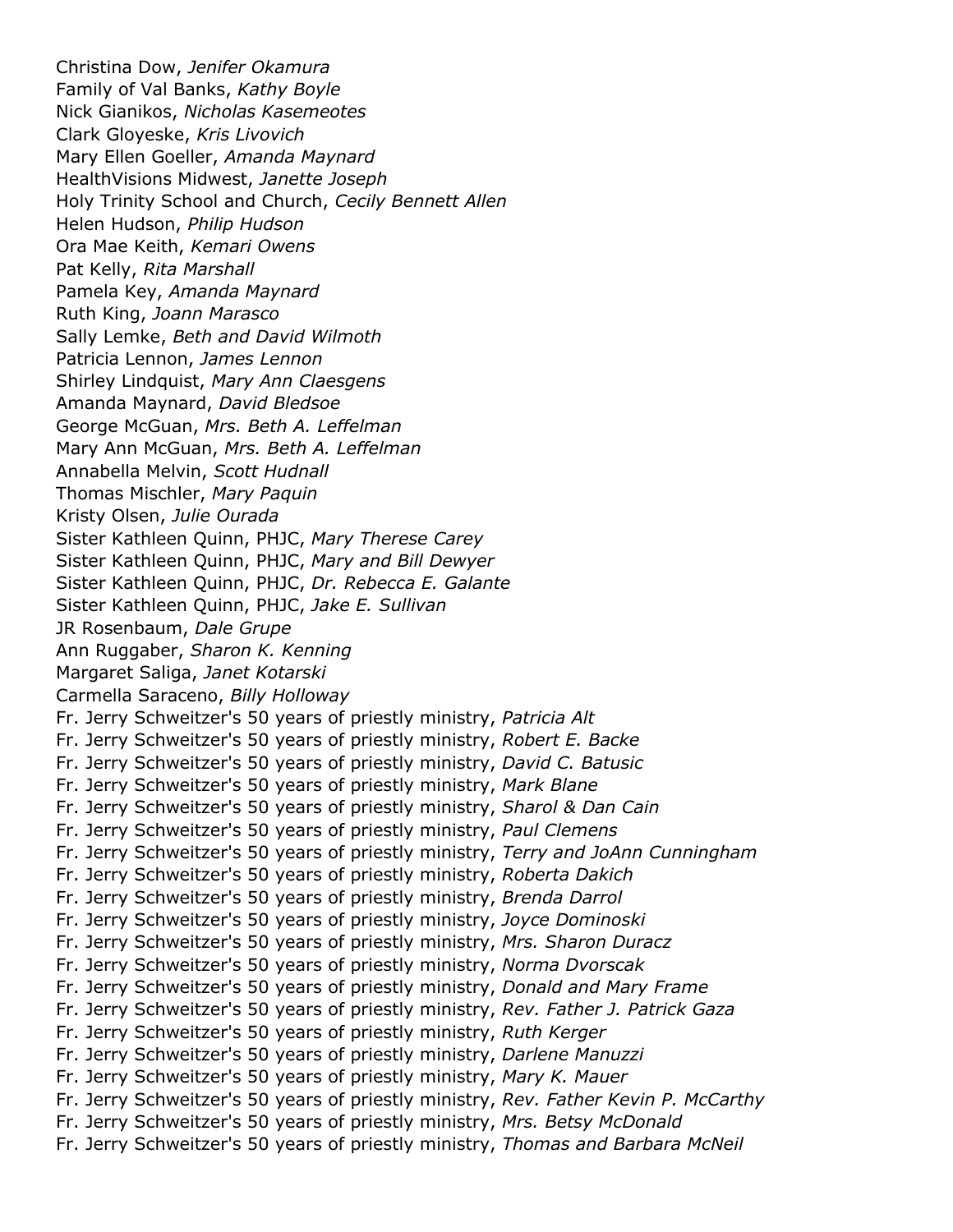Christina Dow, *Jenifer Okamura*
Family of Val Banks, *Kathy Boyle*
Nick Gianikos, *Nicholas Kasemeotes*
Clark Gloyeske, *Kris Livovich*
Mary Ellen Goeller, *Amanda Maynard*
HealthVisions Midwest, *Janette Joseph*
Holy Trinity School and Church, *Cecily Bennett Allen*
Helen Hudson, *Philip Hudson*
Ora Mae Keith, *Kemari Owens*
Pat Kelly, *Rita Marshall*
Pamela Key, *Amanda Maynard*
Ruth King, *Joann Marasco*
Sally Lemke, *Beth and David Wilmoth*
Patricia Lennon, *James Lennon*
Shirley Lindquist, *Mary Ann Claesgens*
Amanda Maynard, *David Bledsoe*
George McGuan, *Mrs. Beth A. Leffelman*
Mary Ann McGuan, *Mrs. Beth A. Leffelman*
Annabella Melvin, *Scott Hudnall*
Thomas Mischler, *Mary Paquin*
Kristy Olsen, *Julie Ourada*
Sister Kathleen Quinn, PHJC, *Mary Therese Carey*
Sister Kathleen Quinn, PHJC, *Mary and Bill Dewyer*
Sister Kathleen Quinn, PHJC, *Dr. Rebecca E. Galante*
Sister Kathleen Quinn, PHJC, *Jake E. Sullivan*
JR Rosenbaum, *Dale Grupe*
Ann Ruggaber, *Sharon K. Kenning*
Margaret Saliga, *Janet Kotarski*
Carmella Saraceno, *Billy Holloway*
Fr. Jerry Schweitzer's 50 years of priestly ministry, *Patricia Alt*
Fr. Jerry Schweitzer's 50 years of priestly ministry, *Robert E. Backe*
Fr. Jerry Schweitzer's 50 years of priestly ministry, *David C. Batusic*
Fr. Jerry Schweitzer's 50 years of priestly ministry, *Mark Blane*
Fr. Jerry Schweitzer's 50 years of priestly ministry, *Sharol & Dan Cain*
Fr. Jerry Schweitzer's 50 years of priestly ministry, *Paul Clemens*
Fr. Jerry Schweitzer's 50 years of priestly ministry, *Terry and JoAnn Cunningham*
Fr. Jerry Schweitzer's 50 years of priestly ministry, *Roberta Dakich*
Fr. Jerry Schweitzer's 50 years of priestly ministry, *Brenda Darrol*
Fr. Jerry Schweitzer's 50 years of priestly ministry, *Joyce Dominoski*
Fr. Jerry Schweitzer's 50 years of priestly ministry, *Mrs. Sharon Duracz*
Fr. Jerry Schweitzer's 50 years of priestly ministry, *Norma Dvorscak*
Fr. Jerry Schweitzer's 50 years of priestly ministry, *Donald and Mary Frame*
Fr. Jerry Schweitzer's 50 years of priestly ministry, *Rev. Father J. Patrick Gaza*
Fr. Jerry Schweitzer's 50 years of priestly ministry, *Ruth Kerger*
Fr. Jerry Schweitzer's 50 years of priestly ministry, *Darlene Manuzzi*
Fr. Jerry Schweitzer's 50 years of priestly ministry, *Mary K. Mauer*
Fr. Jerry Schweitzer's 50 years of priestly ministry, *Rev. Father Kevin P. McCarthy*
Fr. Jerry Schweitzer's 50 years of priestly ministry, *Mrs. Betsy McDonald*
Fr. Jerry Schweitzer's 50 years of priestly ministry, *Thomas and Barbara McNeil*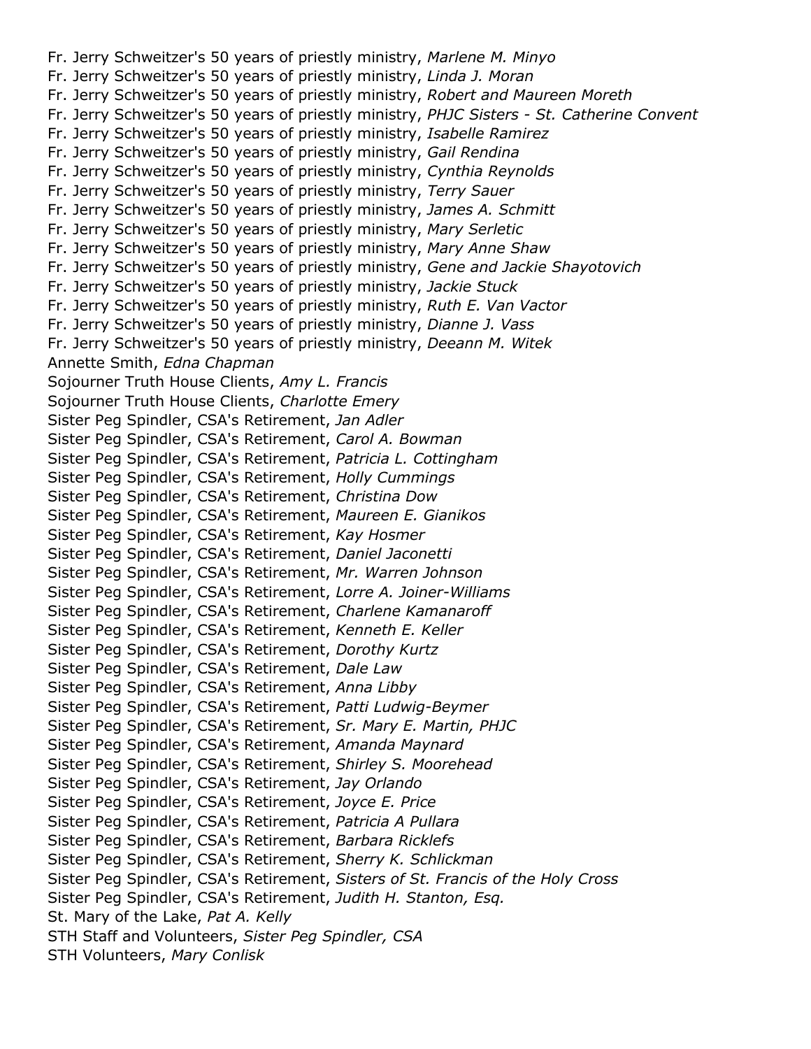Fr. Jerry Schweitzer's 50 years of priestly ministry, *Marlene M. Minyo*
Fr. Jerry Schweitzer's 50 years of priestly ministry, *Linda J. Moran*
Fr. Jerry Schweitzer's 50 years of priestly ministry, *Robert and Maureen Moreth*
Fr. Jerry Schweitzer's 50 years of priestly ministry, *PHJC Sisters - St. Catherine Convent*
Fr. Jerry Schweitzer's 50 years of priestly ministry, *Isabelle Ramirez*
Fr. Jerry Schweitzer's 50 years of priestly ministry, *Gail Rendina*
Fr. Jerry Schweitzer's 50 years of priestly ministry, *Cynthia Reynolds*
Fr. Jerry Schweitzer's 50 years of priestly ministry, *Terry Sauer*
Fr. Jerry Schweitzer's 50 years of priestly ministry, *James A. Schmitt*
Fr. Jerry Schweitzer's 50 years of priestly ministry, *Mary Serletic*
Fr. Jerry Schweitzer's 50 years of priestly ministry, *Mary Anne Shaw*
Fr. Jerry Schweitzer's 50 years of priestly ministry, *Gene and Jackie Shayotovich*
Fr. Jerry Schweitzer's 50 years of priestly ministry, *Jackie Stuck*
Fr. Jerry Schweitzer's 50 years of priestly ministry, *Ruth E. Van Vactor*
Fr. Jerry Schweitzer's 50 years of priestly ministry, *Dianne J. Vass*
Fr. Jerry Schweitzer's 50 years of priestly ministry, *Deeann M. Witek*
Annette Smith, *Edna Chapman*
Sojourner Truth House Clients, *Amy L. Francis*
Sojourner Truth House Clients, *Charlotte Emery*
Sister Peg Spindler, CSA's Retirement, *Jan Adler*
Sister Peg Spindler, CSA's Retirement, *Carol A. Bowman*
Sister Peg Spindler, CSA's Retirement, *Patricia L. Cottingham*
Sister Peg Spindler, CSA's Retirement, *Holly Cummings*
Sister Peg Spindler, CSA's Retirement, *Christina Dow*
Sister Peg Spindler, CSA's Retirement, *Maureen E. Gianikos*
Sister Peg Spindler, CSA's Retirement, *Kay Hosmer*
Sister Peg Spindler, CSA's Retirement, *Daniel Jaconetti*
Sister Peg Spindler, CSA's Retirement, *Mr. Warren Johnson*
Sister Peg Spindler, CSA's Retirement, *Lorre A. Joiner-Williams*
Sister Peg Spindler, CSA's Retirement, *Charlene Kamanaroff*
Sister Peg Spindler, CSA's Retirement, *Kenneth E. Keller*
Sister Peg Spindler, CSA's Retirement, *Dorothy Kurtz*
Sister Peg Spindler, CSA's Retirement, *Dale Law*
Sister Peg Spindler, CSA's Retirement, *Anna Libby*
Sister Peg Spindler, CSA's Retirement, *Patti Ludwig-Beymer*
Sister Peg Spindler, CSA's Retirement, *Sr. Mary E. Martin, PHJC*
Sister Peg Spindler, CSA's Retirement, *Amanda Maynard*
Sister Peg Spindler, CSA's Retirement, *Shirley S. Moorehead*
Sister Peg Spindler, CSA's Retirement, *Jay Orlando*
Sister Peg Spindler, CSA's Retirement, *Joyce E. Price*
Sister Peg Spindler, CSA's Retirement, *Patricia A Pullara*
Sister Peg Spindler, CSA's Retirement, *Barbara Ricklefs*
Sister Peg Spindler, CSA's Retirement, *Sherry K. Schlickman*
Sister Peg Spindler, CSA's Retirement, *Sisters of St. Francis of the Holy Cross*
Sister Peg Spindler, CSA's Retirement, *Judith H. Stanton, Esq.*
St. Mary of the Lake, *Pat A. Kelly*
STH Staff and Volunteers, *Sister Peg Spindler, CSA*
STH Volunteers, *Mary Conlisk*